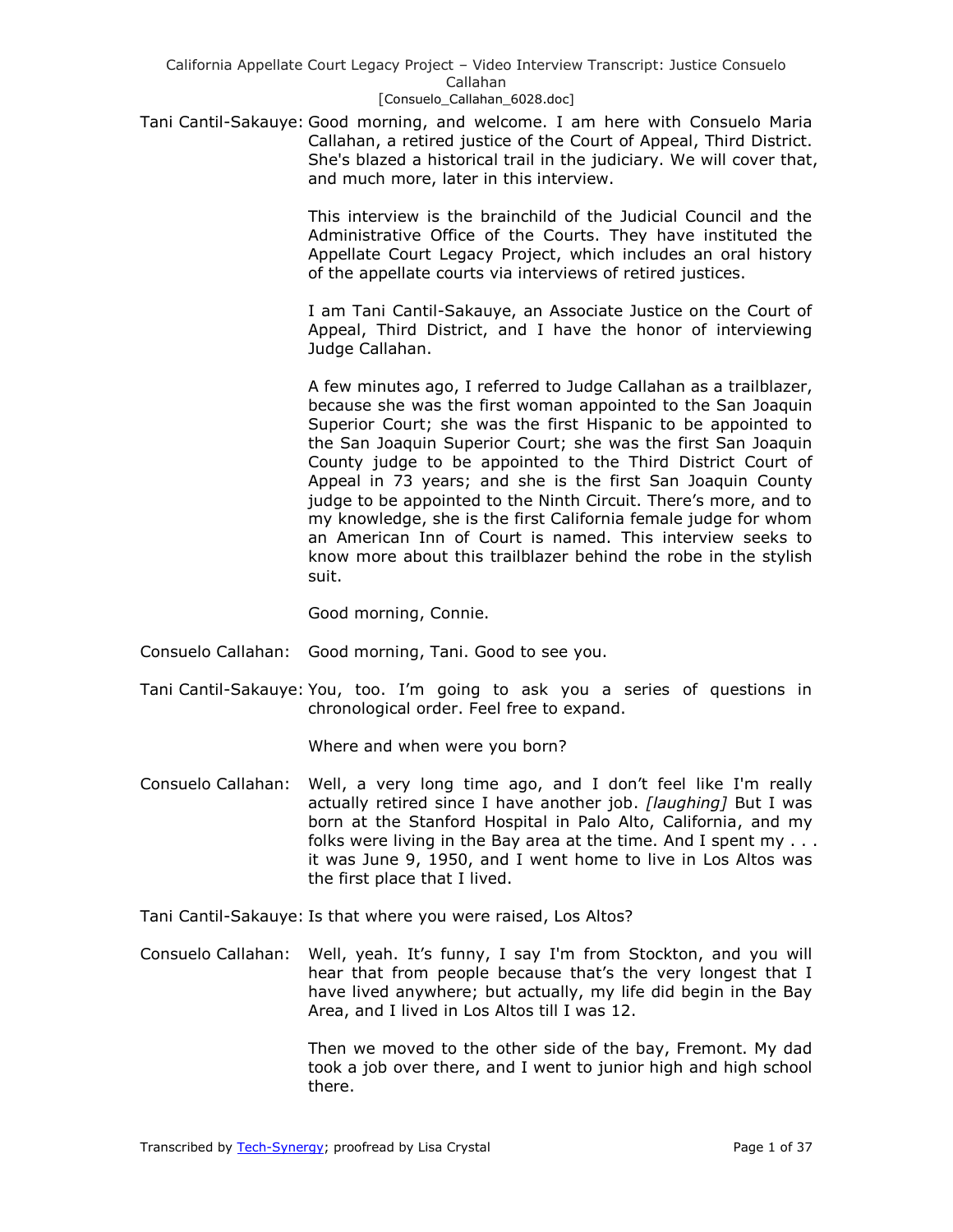Tani Cantil-Sakauye: Good morning, and welcome. I am here with Consuelo Maria Callahan, a retired justice of the Court of Appeal, Third District. She's blazed a historical trail in the judiciary. We will cover that, and much more, later in this interview.

This interview is the brainchild of the Judicial Council and the Administrative Office of the Courts. They have instituted the Appellate Court Legacy Project, which includes an oral history of the appellate courts via interviews of retired justices.

I am Tani Cantil-Sakauye, an Associate Justice on the Court of Appeal, Third District, and I have the honor of interviewing Judge Callahan.

A few minutes ago, I referred to Judge Callahan as a trailblazer, because she was the first woman appointed to the San Joaquin Superior Court; she was the first Hispanic to be appointed to the San Joaquin Superior Court; she was the first San Joaquin County judge to be appointed to the Third District Court of Appeal in 73 years; and she is the first San Joaquin County judge to be appointed to the Ninth Circuit. There's more, and to my knowledge, she is the first California female judge for whom an American Inn of Court is named. This interview seeks to know more about this trailblazer behind the robe in the stylish suit.

Good morning, Connie.

Consuelo Callahan: Good morning, Tani. Good to see you.

Tani Cantil-Sakauye: You, too. I'm going to ask you a series of questions in chronological order. Feel free to expand.

Where and when were you born?

Consuelo Callahan: Well, a very long time ago, and I don't feel like I'm really actually retired since I have another job. *[laughing]* But I was born at the Stanford Hospital in Palo Alto, California, and my folks were living in the Bay area at the time. And I spent my . . . it was June 9, 1950, and I went home to live in Los Altos was the first place that I lived.

Tani Cantil-Sakauye: Is that where you were raised, Los Altos?

Consuelo Callahan: Well, yeah. It's funny, I say I'm from Stockton, and you will hear that from people because that's the very longest that I have lived anywhere; but actually, my life did begin in the Bay Area, and I lived in Los Altos till I was 12.

Then we moved to the other side of the bay, Fremont. My dad took a job over there, and I went to junior high and high school there.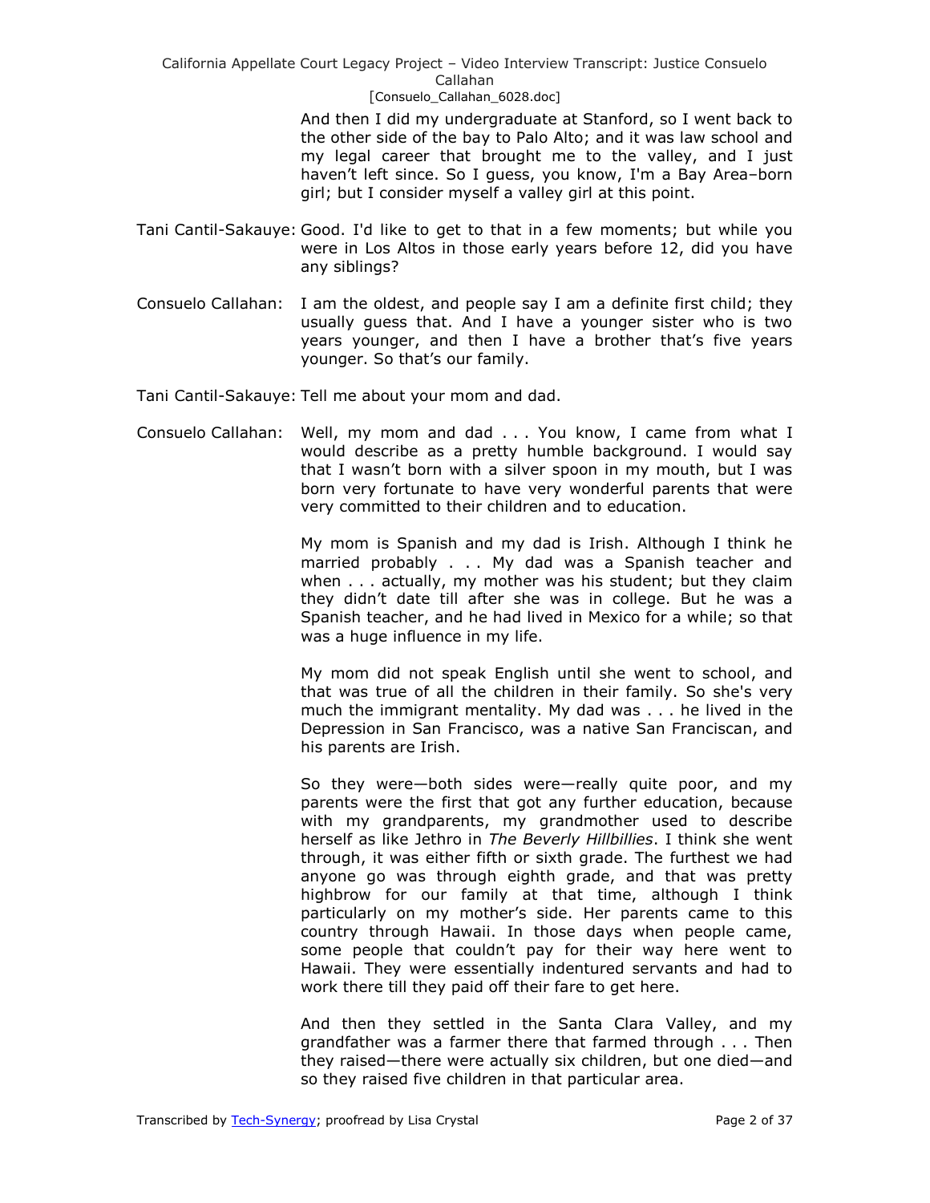And then I did my undergraduate at Stanford, so I went back to the other side of the bay to Palo Alto; and it was law school and my legal career that brought me to the valley, and I just haven't left since. So I guess, you know, I'm a Bay Area–born girl; but I consider myself a valley girl at this point.

Tani Cantil-Sakauye: Good. I'd like to get to that in a few moments; but while you were in Los Altos in those early years before 12, did you have any siblings?

Consuelo Callahan: I am the oldest, and people say I am a definite first child; they usually guess that. And I have a younger sister who is two years younger, and then I have a brother that's five years younger. So that's our family.

Tani Cantil-Sakauye: Tell me about your mom and dad.

Consuelo Callahan: Well, my mom and dad . . . You know, I came from what I would describe as a pretty humble background. I would say that I wasn't born with a silver spoon in my mouth, but I was born very fortunate to have very wonderful parents that were very committed to their children and to education.

My mom is Spanish and my dad is Irish. Although I think he married probably . . . My dad was a Spanish teacher and when . . . actually, my mother was his student; but they claim they didn't date till after she was in college. But he was a Spanish teacher, and he had lived in Mexico for a while; so that was a huge influence in my life.

My mom did not speak English until she went to school, and that was true of all the children in their family. So she's very much the immigrant mentality. My dad was . . . he lived in the Depression in San Francisco, was a native San Franciscan, and his parents are Irish.

So they were—both sides were—really quite poor, and my parents were the first that got any further education, because with my grandparents, my grandmother used to describe herself as like Jethro in *The Beverly Hillbillies*. I think she went through, it was either fifth or sixth grade. The furthest we had anyone go was through eighth grade, and that was pretty highbrow for our family at that time, although I think particularly on my mother's side. Her parents came to this country through Hawaii. In those days when people came, some people that couldn't pay for their way here went to Hawaii. They were essentially indentured servants and had to work there till they paid off their fare to get here.

And then they settled in the Santa Clara Valley, and my grandfather was a farmer there that farmed through . . . Then they raised—there were actually six children, but one died—and so they raised five children in that particular area.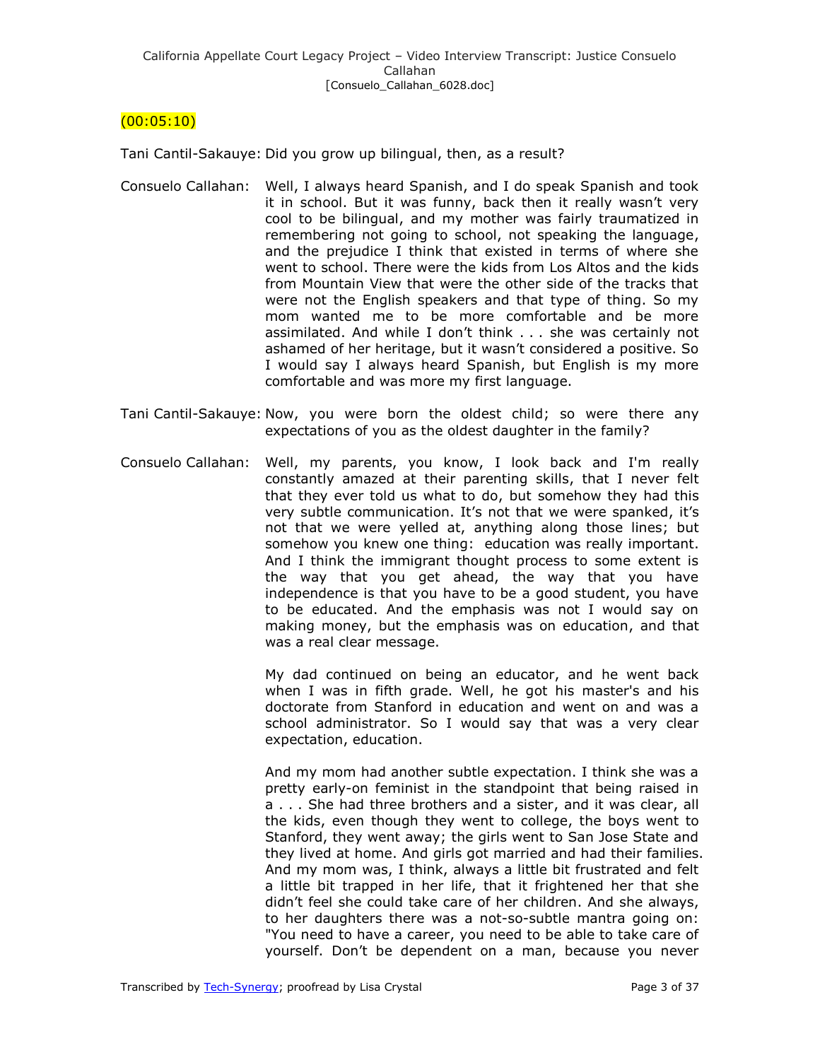(00:05:10)

Tani Cantil-Sakauye: Did you grow up bilingual, then, as a result?

Consuelo Callahan: Well, I always heard Spanish, and I do speak Spanish and took it in school. But it was funny, back then it really wasn't very cool to be bilingual, and my mother was fairly traumatized in remembering not going to school, not speaking the language, and the prejudice I think that existed in terms of where she went to school. There were the kids from Los Altos and the kids from Mountain View that were the other side of the tracks that were not the English speakers and that type of thing. So my mom wanted me to be more comfortable and be more assimilated. And while I don't think . . . she was certainly not ashamed of her heritage, but it wasn't considered a positive. So I would say I always heard Spanish, but English is my more comfortable and was more my first language.

Tani Cantil-Sakauye: Now, you were born the oldest child; so were there any expectations of you as the oldest daughter in the family?

Consuelo Callahan: Well, my parents, you know, I look back and I'm really constantly amazed at their parenting skills, that I never felt that they ever told us what to do, but somehow they had this very subtle communication. It's not that we were spanked, it's not that we were yelled at, anything along those lines; but somehow you knew one thing: education was really important. And I think the immigrant thought process to some extent is the way that you get ahead, the way that you have independence is that you have to be a good student, you have to be educated. And the emphasis was not I would say on making money, but the emphasis was on education, and that was a real clear message.

My dad continued on being an educator, and he went back when I was in fifth grade. Well, he got his master's and his doctorate from Stanford in education and went on and was a school administrator. So I would say that was a very clear expectation, education.

And my mom had another subtle expectation. I think she was a pretty early-on feminist in the standpoint that being raised in a . . . She had three brothers and a sister, and it was clear, all the kids, even though they went to college, the boys went to Stanford, they went away; the girls went to San Jose State and they lived at home. And girls got married and had their families. And my mom was, I think, always a little bit frustrated and felt a little bit trapped in her life, that it frightened her that she didn't feel she could take care of her children. And she always, to her daughters there was a not-so-subtle mantra going on: "You need to have a career, you need to be able to take care of yourself. Don't be dependent on a man, because you never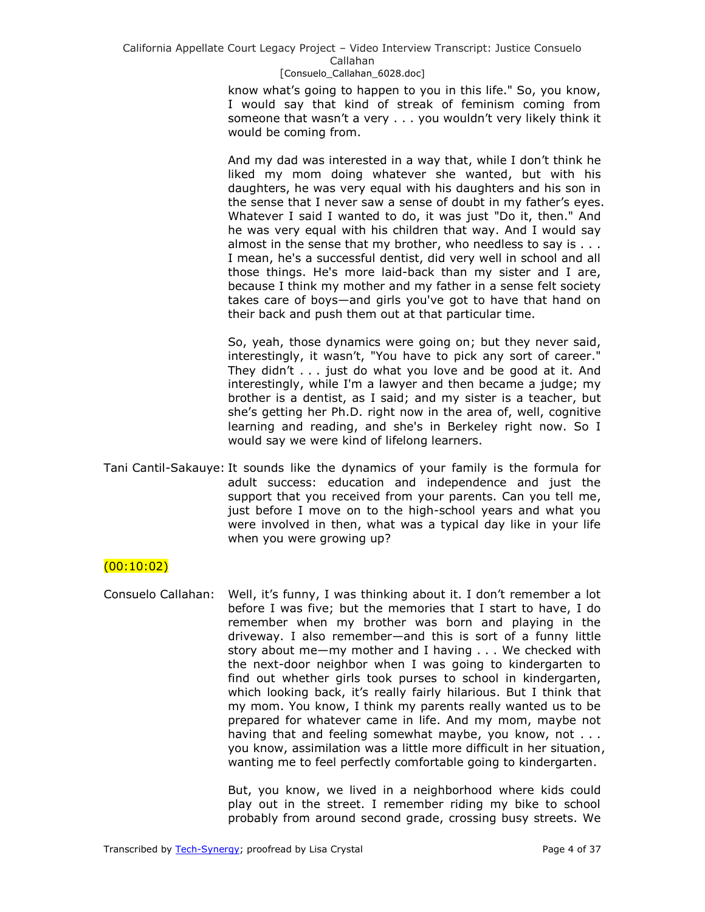know what's going to happen to you in this life." So, you know, I would say that kind of streak of feminism coming from someone that wasn't a very . . . you wouldn't very likely think it would be coming from.

And my dad was interested in a way that, while I don't think he liked my mom doing whatever she wanted, but with his daughters, he was very equal with his daughters and his son in the sense that I never saw a sense of doubt in my father's eyes. Whatever I said I wanted to do, it was just "Do it, then." And he was very equal with his children that way. And I would say almost in the sense that my brother, who needless to say is . . . I mean, he's a successful dentist, did very well in school and all those things. He's more laid-back than my sister and I are, because I think my mother and my father in a sense felt society takes care of boys—and girls you've got to have that hand on their back and push them out at that particular time.

So, yeah, those dynamics were going on; but they never said, interestingly, it wasn't, "You have to pick any sort of career." They didn't . . . just do what you love and be good at it. And interestingly, while I'm a lawyer and then became a judge; my brother is a dentist, as I said; and my sister is a teacher, but she's getting her Ph.D. right now in the area of, well, cognitive learning and reading, and she's in Berkeley right now. So I would say we were kind of lifelong learners.

Tani Cantil-Sakauye: It sounds like the dynamics of your family is the formula for adult success: education and independence and just the support that you received from your parents. Can you tell me, just before I move on to the high-school years and what you were involved in then, what was a typical day like in your life when you were growing up?

(00:10:02)

Consuelo Callahan: Well, it's funny, I was thinking about it. I don't remember a lot before I was five; but the memories that I start to have, I do remember when my brother was born and playing in the driveway. I also remember—and this is sort of a funny little story about me—my mother and I having . . . We checked with the next-door neighbor when I was going to kindergarten to find out whether girls took purses to school in kindergarten, which looking back, it's really fairly hilarious. But I think that my mom. You know, I think my parents really wanted us to be prepared for whatever came in life. And my mom, maybe not having that and feeling somewhat maybe, you know, not . . . you know, assimilation was a little more difficult in her situation, wanting me to feel perfectly comfortable going to kindergarten.

But, you know, we lived in a neighborhood where kids could play out in the street. I remember riding my bike to school probably from around second grade, crossing busy streets. We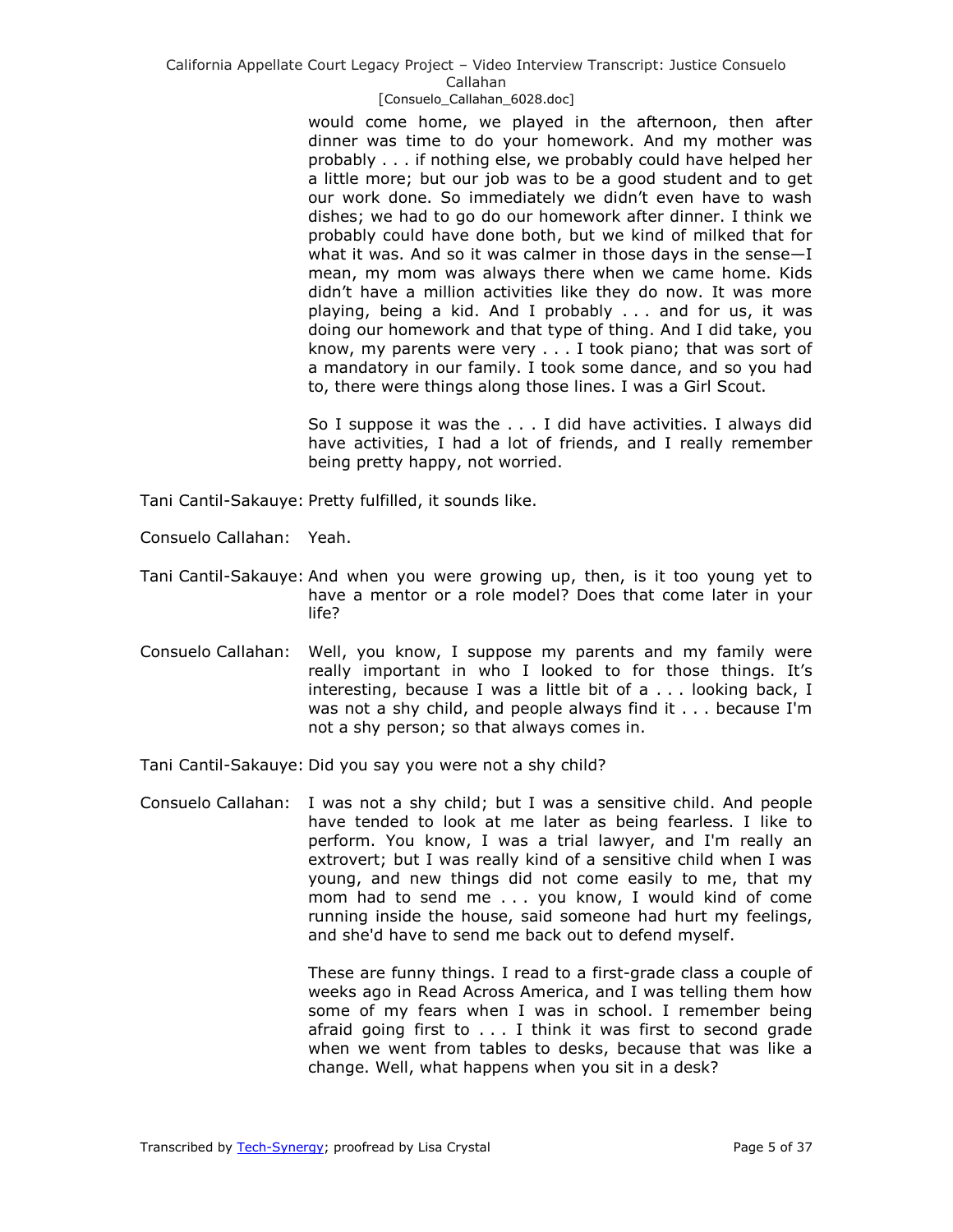would come home, we played in the afternoon, then after dinner was time to do your homework. And my mother was probably . . . if nothing else, we probably could have helped her a little more; but our job was to be a good student and to get our work done. So immediately we didn't even have to wash dishes; we had to go do our homework after dinner. I think we probably could have done both, but we kind of milked that for what it was. And so it was calmer in those days in the sense—I mean, my mom was always there when we came home. Kids didn't have a million activities like they do now. It was more playing, being a kid. And I probably . . . and for us, it was doing our homework and that type of thing. And I did take, you know, my parents were very . . . I took piano; that was sort of a mandatory in our family. I took some dance, and so you had to, there were things along those lines. I was a Girl Scout.

So I suppose it was the . . . I did have activities. I always did have activities, I had a lot of friends, and I really remember being pretty happy, not worried.

Tani Cantil-Sakauye: Pretty fulfilled, it sounds like.

Consuelo Callahan: Yeah.

Tani Cantil-Sakauye: And when you were growing up, then, is it too young yet to have a mentor or a role model? Does that come later in your life?

Consuelo Callahan: Well, you know, I suppose my parents and my family were really important in who I looked to for those things. It's interesting, because I was a little bit of a . . . looking back, I was not a shy child, and people always find it . . . because I'm not a shy person; so that always comes in.

Tani Cantil-Sakauye: Did you say you were not a shy child?

Consuelo Callahan: I was not a shy child; but I was a sensitive child. And people have tended to look at me later as being fearless. I like to perform. You know, I was a trial lawyer, and I'm really an extrovert; but I was really kind of a sensitive child when I was young, and new things did not come easily to me, that my mom had to send me . . . you know, I would kind of come running inside the house, said someone had hurt my feelings, and she'd have to send me back out to defend myself.

These are funny things. I read to a first-grade class a couple of weeks ago in Read Across America, and I was telling them how some of my fears when I was in school. I remember being afraid going first to . . . I think it was first to second grade when we went from tables to desks, because that was like a change. Well, what happens when you sit in a desk?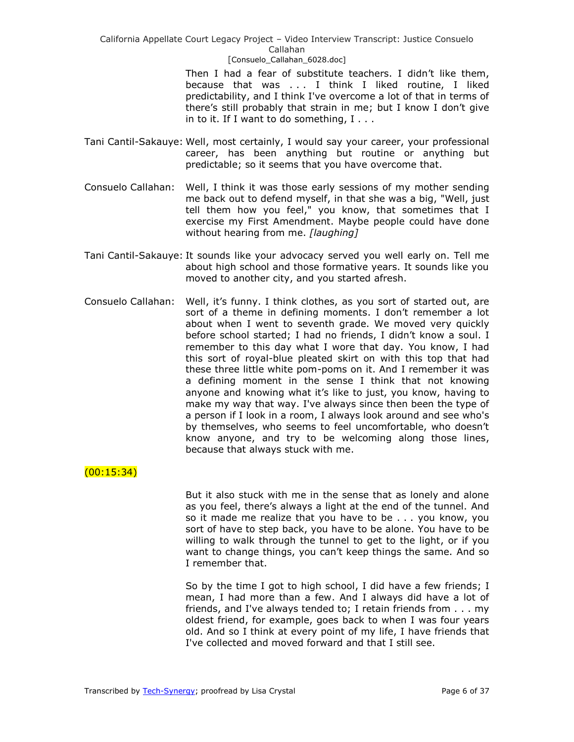Then I had a fear of substitute teachers. I didn't like them, because that was . . . I think I liked routine, I liked predictability, and I think I've overcome a lot of that in terms of there's still probably that strain in me; but I know I don't give in to it. If I want to do something, I . . .

Tani Cantil-Sakauye: Well, most certainly, I would say your career, your professional career, has been anything but routine or anything but predictable; so it seems that you have overcome that.

Consuelo Callahan: Well, I think it was those early sessions of my mother sending me back out to defend myself, in that she was a big, "Well, just tell them how you feel," you know, that sometimes that I exercise my First Amendment. Maybe people could have done without hearing from me. *[laughing]*

Tani Cantil-Sakauye: It sounds like your advocacy served you well early on. Tell me about high school and those formative years. It sounds like you moved to another city, and you started afresh.

Consuelo Callahan: Well, it's funny. I think clothes, as you sort of started out, are sort of a theme in defining moments. I don't remember a lot about when I went to seventh grade. We moved very quickly before school started; I had no friends, I didn't know a soul. I remember to this day what I wore that day. You know, I had this sort of royal-blue pleated skirt on with this top that had these three little white pom-poms on it. And I remember it was a defining moment in the sense I think that not knowing anyone and knowing what it's like to just, you know, having to make my way that way. I've always since then been the type of a person if I look in a room, I always look around and see who's by themselves, who seems to feel uncomfortable, who doesn't know anyone, and try to be welcoming along those lines, because that always stuck with me.

(00:15:34)

But it also stuck with me in the sense that as lonely and alone as you feel, there's always a light at the end of the tunnel. And so it made me realize that you have to be . . . you know, you sort of have to step back, you have to be alone. You have to be willing to walk through the tunnel to get to the light, or if you want to change things, you can't keep things the same. And so I remember that.

So by the time I got to high school, I did have a few friends; I mean, I had more than a few. And I always did have a lot of friends, and I've always tended to; I retain friends from . . . my oldest friend, for example, goes back to when I was four years old. And so I think at every point of my life, I have friends that I've collected and moved forward and that I still see.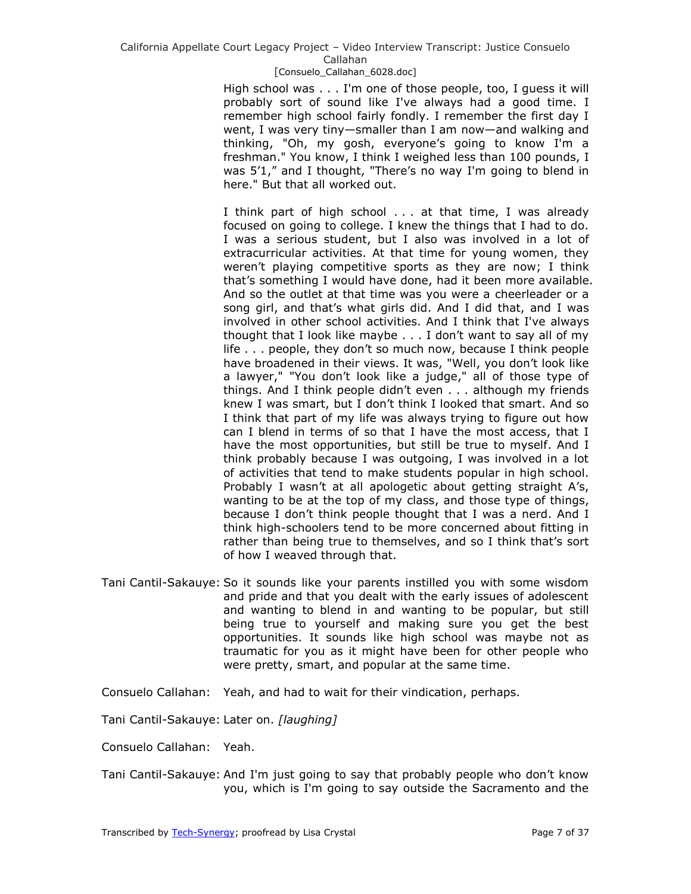High school was . . . I'm one of those people, too, I guess it will probably sort of sound like I've always had a good time. I remember high school fairly fondly. I remember the first day I went, I was very tiny—smaller than I am now—and walking and thinking, "Oh, my gosh, everyone's going to know I'm a freshman." You know, I think I weighed less than 100 pounds, I was 5'1," and I thought, "There's no way I'm going to blend in here." But that all worked out.

I think part of high school . . . at that time, I was already focused on going to college. I knew the things that I had to do. I was a serious student, but I also was involved in a lot of extracurricular activities. At that time for young women, they weren't playing competitive sports as they are now; I think that's something I would have done, had it been more available. And so the outlet at that time was you were a cheerleader or a song girl, and that's what girls did. And I did that, and I was involved in other school activities. And I think that I've always thought that I look like maybe . . . I don't want to say all of my life . . . people, they don't so much now, because I think people have broadened in their views. It was, "Well, you don't look like a lawyer," "You don't look like a judge," all of those type of things. And I think people didn't even . . . although my friends knew I was smart, but I don't think I looked that smart. And so I think that part of my life was always trying to figure out how can I blend in terms of so that I have the most access, that I have the most opportunities, but still be true to myself. And I think probably because I was outgoing, I was involved in a lot of activities that tend to make students popular in high school. Probably I wasn't at all apologetic about getting straight A's, wanting to be at the top of my class, and those type of things, because I don't think people thought that I was a nerd. And I think high-schoolers tend to be more concerned about fitting in rather than being true to themselves, and so I think that's sort of how I weaved through that.

Tani Cantil-Sakauye: So it sounds like your parents instilled you with some wisdom and pride and that you dealt with the early issues of adolescent and wanting to blend in and wanting to be popular, but still being true to yourself and making sure you get the best opportunities. It sounds like high school was maybe not as traumatic for you as it might have been for other people who were pretty, smart, and popular at the same time.

Consuelo Callahan: Yeah, and had to wait for their vindication, perhaps.

Tani Cantil-Sakauye: Later on. *[laughing]*

Consuelo Callahan: Yeah.

Tani Cantil-Sakauye: And I'm just going to say that probably people who don't know you, which is I'm going to say outside the Sacramento and the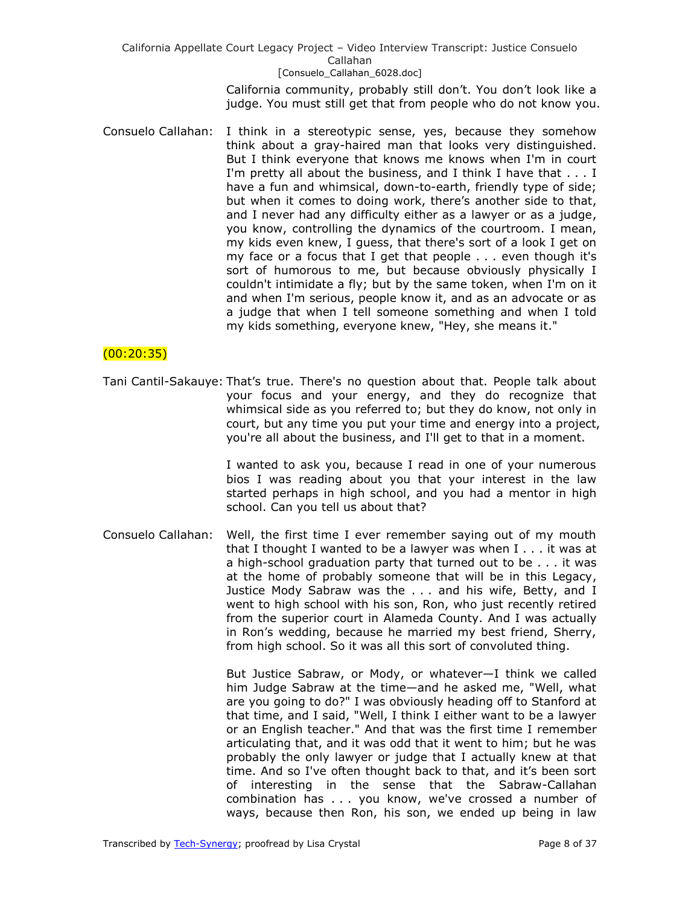California community, probably still don't. You don't look like a judge. You must still get that from people who do not know you.

Consuelo Callahan: I think in a stereotypic sense, yes, because they somehow think about a gray-haired man that looks very distinguished. But I think everyone that knows me knows when I'm in court I'm pretty all about the business, and I think I have that . . . I have a fun and whimsical, down-to-earth, friendly type of side; but when it comes to doing work, there's another side to that, and I never had any difficulty either as a lawyer or as a judge, you know, controlling the dynamics of the courtroom. I mean, my kids even knew, I guess, that there's sort of a look I get on my face or a focus that I get that people . . . even though it's sort of humorous to me, but because obviously physically I couldn't intimidate a fly; but by the same token, when I'm on it and when I'm serious, people know it, and as an advocate or as a judge that when I tell someone something and when I told my kids something, everyone knew, "Hey, she means it."

(00:20:35)

Tani Cantil-Sakauye: That's true. There's no question about that. People talk about your focus and your energy, and they do recognize that whimsical side as you referred to; but they do know, not only in court, but any time you put your time and energy into a project, you're all about the business, and I'll get to that in a moment.

I wanted to ask you, because I read in one of your numerous bios I was reading about you that your interest in the law started perhaps in high school, and you had a mentor in high school. Can you tell us about that?

Consuelo Callahan: Well, the first time I ever remember saying out of my mouth that I thought I wanted to be a lawyer was when I . . . it was at a high-school graduation party that turned out to be . . . it was at the home of probably someone that will be in this Legacy, Justice Mody Sabraw was the . . . and his wife, Betty, and I went to high school with his son, Ron, who just recently retired from the superior court in Alameda County. And I was actually in Ron's wedding, because he married my best friend, Sherry, from high school. So it was all this sort of convoluted thing.

But Justice Sabraw, or Mody, or whatever—I think we called him Judge Sabraw at the time—and he asked me, "Well, what are you going to do?" I was obviously heading off to Stanford at that time, and I said, "Well, I think I either want to be a lawyer or an English teacher." And that was the first time I remember articulating that, and it was odd that it went to him; but he was probably the only lawyer or judge that I actually knew at that time. And so I've often thought back to that, and it's been sort of interesting in the sense that the Sabraw-Callahan combination has . . . you know, we've crossed a number of ways, because then Ron, his son, we ended up being in law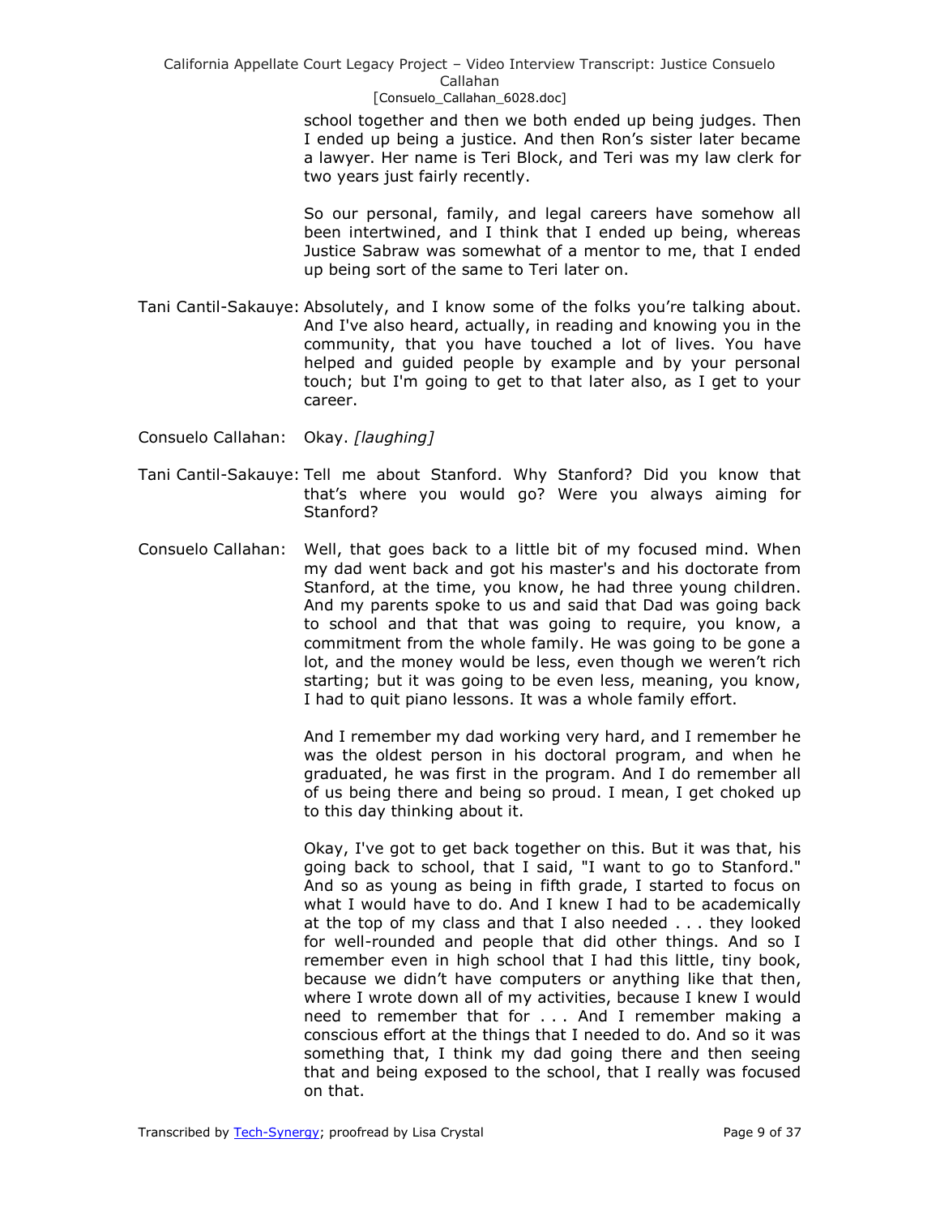school together and then we both ended up being judges. Then I ended up being a justice. And then Ron's sister later became a lawyer. Her name is Teri Block, and Teri was my law clerk for two years just fairly recently.

So our personal, family, and legal careers have somehow all been intertwined, and I think that I ended up being, whereas Justice Sabraw was somewhat of a mentor to me, that I ended up being sort of the same to Teri later on.

Tani Cantil-Sakauye: Absolutely, and I know some of the folks you're talking about. And I've also heard, actually, in reading and knowing you in the community, that you have touched a lot of lives. You have helped and guided people by example and by your personal touch; but I'm going to get to that later also, as I get to your career.

Consuelo Callahan: Okay. *[laughing]*

Tani Cantil-Sakauye: Tell me about Stanford. Why Stanford? Did you know that that's where you would go? Were you always aiming for Stanford?

Consuelo Callahan: Well, that goes back to a little bit of my focused mind. When my dad went back and got his master's and his doctorate from Stanford, at the time, you know, he had three young children. And my parents spoke to us and said that Dad was going back to school and that that was going to require, you know, a commitment from the whole family. He was going to be gone a lot, and the money would be less, even though we weren't rich starting; but it was going to be even less, meaning, you know, I had to quit piano lessons. It was a whole family effort.

And I remember my dad working very hard, and I remember he was the oldest person in his doctoral program, and when he graduated, he was first in the program. And I do remember all of us being there and being so proud. I mean, I get choked up to this day thinking about it.

Okay, I've got to get back together on this. But it was that, his going back to school, that I said, "I want to go to Stanford." And so as young as being in fifth grade, I started to focus on what I would have to do. And I knew I had to be academically at the top of my class and that I also needed . . . they looked for well-rounded and people that did other things. And so I remember even in high school that I had this little, tiny book, because we didn't have computers or anything like that then, where I wrote down all of my activities, because I knew I would need to remember that for . . . And I remember making a conscious effort at the things that I needed to do. And so it was something that, I think my dad going there and then seeing that and being exposed to the school, that I really was focused on that.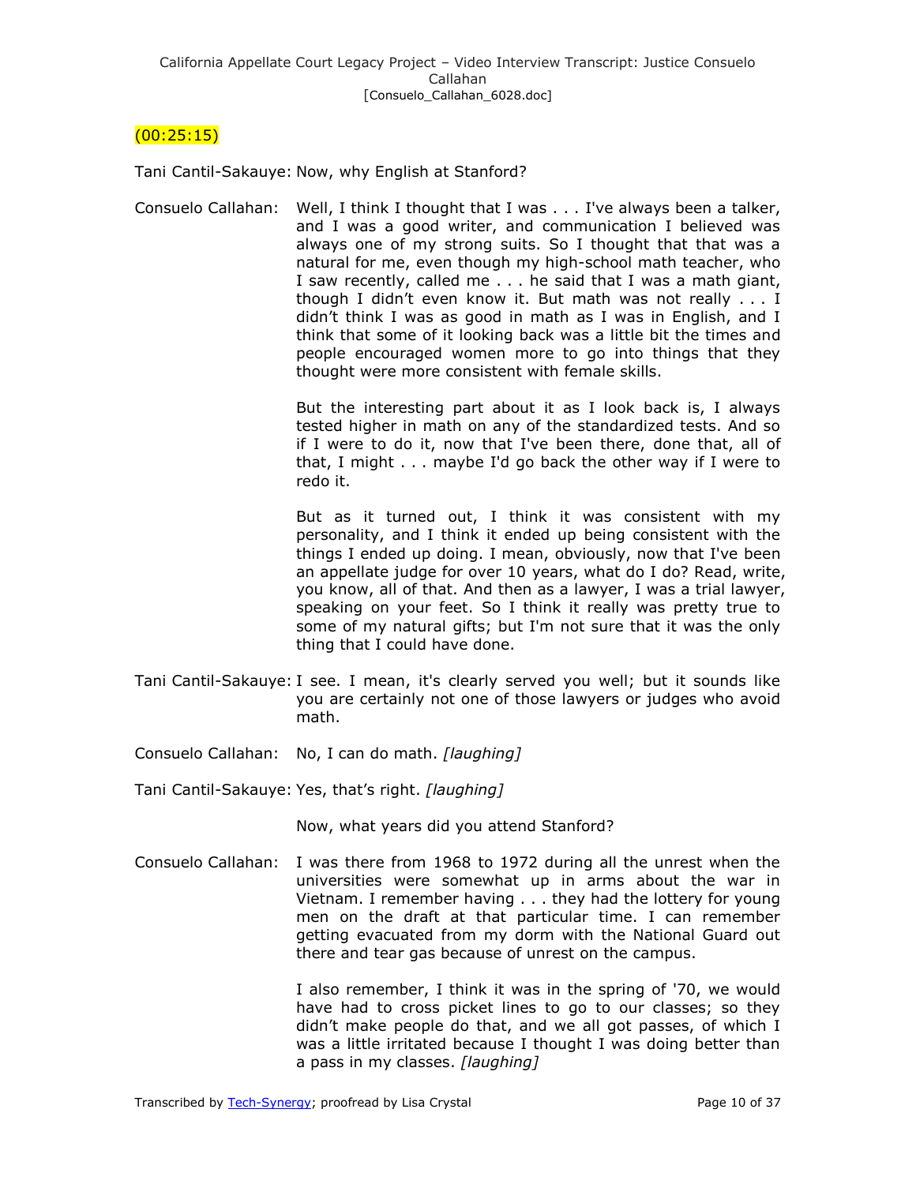(00:25:15)

Tani Cantil-Sakauye: Now, why English at Stanford?

Consuelo Callahan: Well, I think I thought that I was . . . I've always been a talker, and I was a good writer, and communication I believed was always one of my strong suits. So I thought that that was a natural for me, even though my high-school math teacher, who I saw recently, called me . . . he said that I was a math giant, though I didn't even know it. But math was not really . . . I didn't think I was as good in math as I was in English, and I think that some of it looking back was a little bit the times and people encouraged women more to go into things that they thought were more consistent with female skills.

But the interesting part about it as I look back is, I always tested higher in math on any of the standardized tests. And so if I were to do it, now that I've been there, done that, all of that, I might . . . maybe I'd go back the other way if I were to redo it.

But as it turned out, I think it was consistent with my personality, and I think it ended up being consistent with the things I ended up doing. I mean, obviously, now that I've been an appellate judge for over 10 years, what do I do? Read, write, you know, all of that. And then as a lawyer, I was a trial lawyer, speaking on your feet. So I think it really was pretty true to some of my natural gifts; but I'm not sure that it was the only thing that I could have done.

Tani Cantil-Sakauye: I see. I mean, it's clearly served you well; but it sounds like you are certainly not one of those lawyers or judges who avoid math.

Consuelo Callahan: No, I can do math. *[laughing]*

Tani Cantil-Sakauye: Yes, that's right. *[laughing]*

Now, what years did you attend Stanford?

Consuelo Callahan: I was there from 1968 to 1972 during all the unrest when the universities were somewhat up in arms about the war in Vietnam. I remember having . . . they had the lottery for young men on the draft at that particular time. I can remember getting evacuated from my dorm with the National Guard out there and tear gas because of unrest on the campus.

I also remember, I think it was in the spring of '70, we would have had to cross picket lines to go to our classes; so they didn't make people do that, and we all got passes, of which I was a little irritated because I thought I was doing better than a pass in my classes. *[laughing]*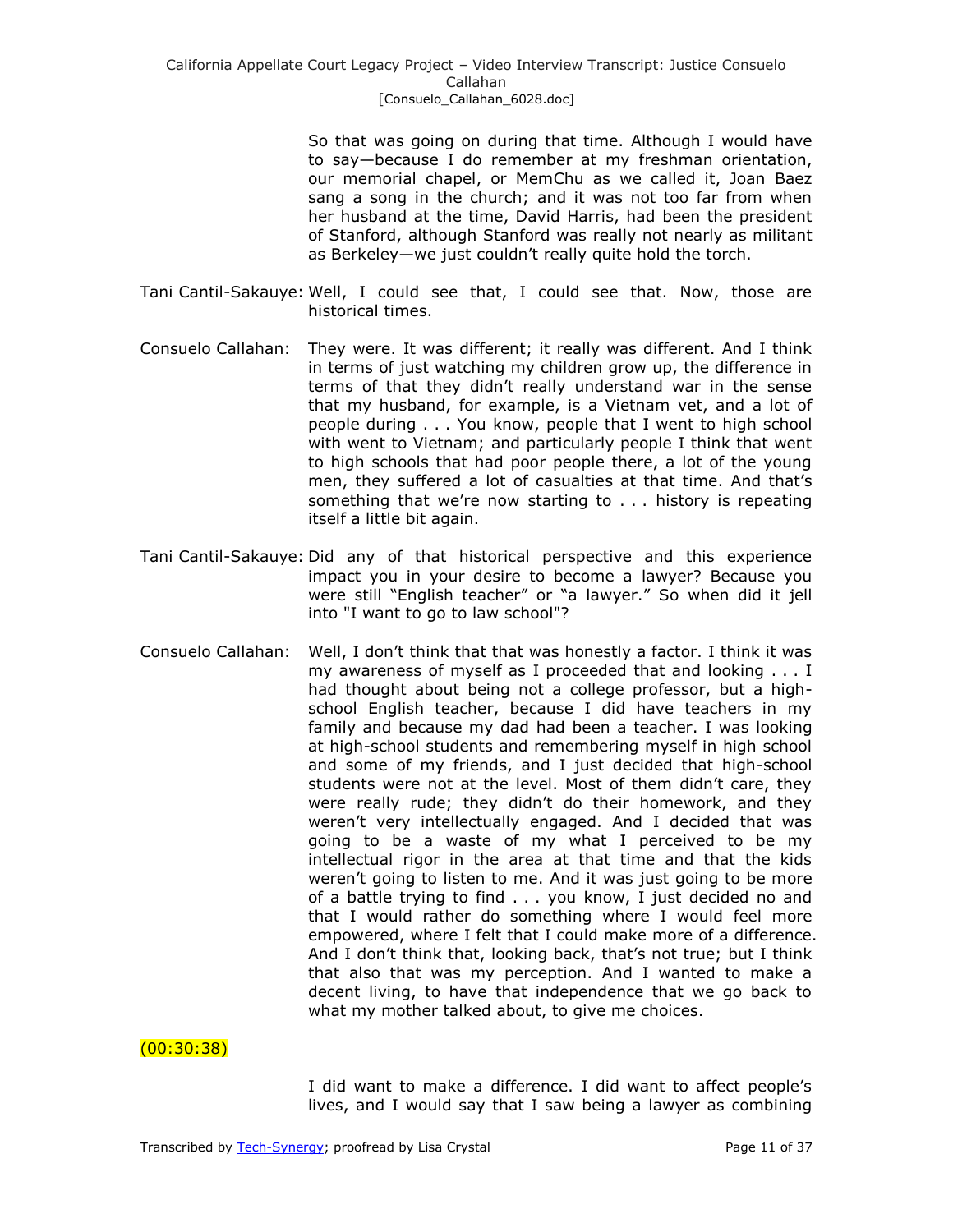So that was going on during that time. Although I would have to say—because I do remember at my freshman orientation, our memorial chapel, or MemChu as we called it, Joan Baez sang a song in the church; and it was not too far from when her husband at the time, David Harris, had been the president of Stanford, although Stanford was really not nearly as militant as Berkeley—we just couldn't really quite hold the torch.

Tani Cantil-Sakauye: Well, I could see that, I could see that. Now, those are historical times.

Consuelo Callahan: They were. It was different; it really was different. And I think in terms of just watching my children grow up, the difference in terms of that they didn't really understand war in the sense that my husband, for example, is a Vietnam vet, and a lot of people during . . . You know, people that I went to high school with went to Vietnam; and particularly people I think that went to high schools that had poor people there, a lot of the young men, they suffered a lot of casualties at that time. And that's something that we're now starting to . . . history is repeating itself a little bit again.

Tani Cantil-Sakauye: Did any of that historical perspective and this experience impact you in your desire to become a lawyer? Because you were still "English teacher" or "a lawyer." So when did it jell into "I want to go to law school"?

Consuelo Callahan: Well, I don't think that that was honestly a factor. I think it was my awareness of myself as I proceeded that and looking . . . I had thought about being not a college professor, but a high-school English teacher, because I did have teachers in my family and because my dad had been a teacher. I was looking at high-school students and remembering myself in high school and some of my friends, and I just decided that high-school students were not at the level. Most of them didn't care, they were really rude; they didn't do their homework, and they weren't very intellectually engaged. And I decided that was going to be a waste of my what I perceived to be my intellectual rigor in the area at that time and that the kids weren't going to listen to me. And it was just going to be more of a battle trying to find . . . you know, I just decided no and that I would rather do something where I would feel more empowered, where I felt that I could make more of a difference. And I don't think that, looking back, that's not true; but I think that also that was my perception. And I wanted to make a decent living, to have that independence that we go back to what my mother talked about, to give me choices.

(00:30:38)

I did want to make a difference. I did want to affect people's lives, and I would say that I saw being a lawyer as combining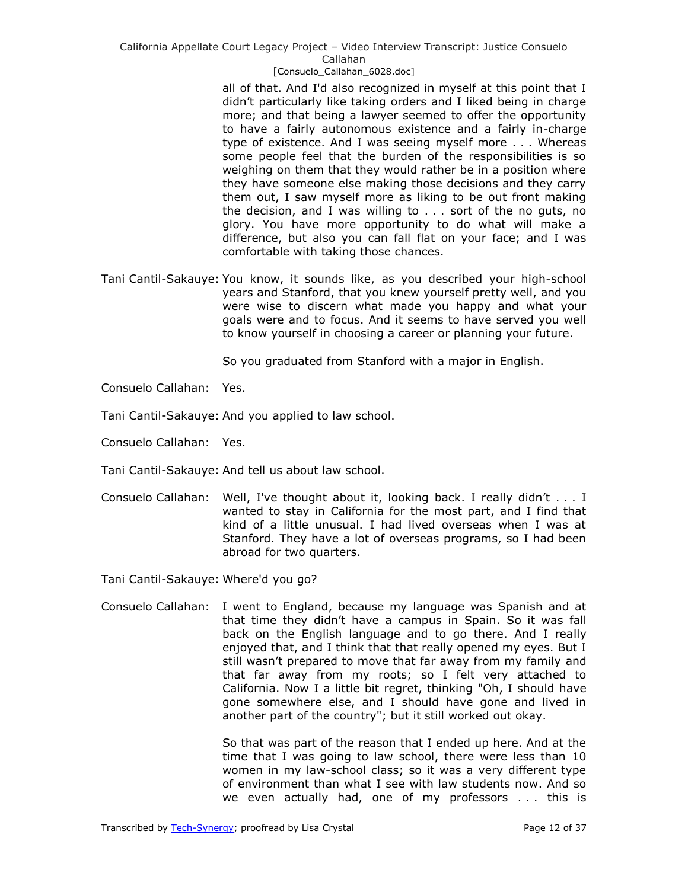all of that. And I'd also recognized in myself at this point that I didn't particularly like taking orders and I liked being in charge more; and that being a lawyer seemed to offer the opportunity to have a fairly autonomous existence and a fairly in-charge type of existence. And I was seeing myself more . . . Whereas some people feel that the burden of the responsibilities is so weighing on them that they would rather be in a position where they have someone else making those decisions and they carry them out, I saw myself more as liking to be out front making the decision, and I was willing to . . . sort of the no guts, no glory. You have more opportunity to do what will make a difference, but also you can fall flat on your face; and I was comfortable with taking those chances.

Tani Cantil-Sakauye: You know, it sounds like, as you described your high-school years and Stanford, that you knew yourself pretty well, and you were wise to discern what made you happy and what your goals were and to focus. And it seems to have served you well to know yourself in choosing a career or planning your future.

So you graduated from Stanford with a major in English.

Consuelo Callahan: Yes.

Tani Cantil-Sakauye: And you applied to law school.

Consuelo Callahan: Yes.

Tani Cantil-Sakauye: And tell us about law school.

Consuelo Callahan: Well, I've thought about it, looking back. I really didn't . . . I wanted to stay in California for the most part, and I find that kind of a little unusual. I had lived overseas when I was at Stanford. They have a lot of overseas programs, so I had been abroad for two quarters.

Tani Cantil-Sakauye: Where'd you go?

Consuelo Callahan: I went to England, because my language was Spanish and at that time they didn't have a campus in Spain. So it was fall back on the English language and to go there. And I really enjoyed that, and I think that that really opened my eyes. But I still wasn't prepared to move that far away from my family and that far away from my roots; so I felt very attached to California. Now I a little bit regret, thinking "Oh, I should have gone somewhere else, and I should have gone and lived in another part of the country"; but it still worked out okay.

So that was part of the reason that I ended up here. And at the time that I was going to law school, there were less than 10 women in my law-school class; so it was a very different type of environment than what I see with law students now. And so we even actually had, one of my professors . . . this is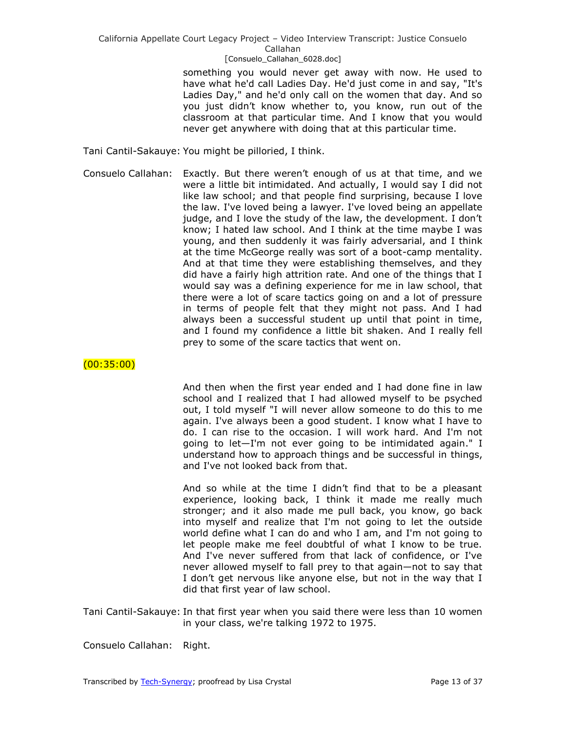something you would never get away with now. He used to have what he'd call Ladies Day. He'd just come in and say, "It's Ladies Day," and he'd only call on the women that day. And so you just didn't know whether to, you know, run out of the classroom at that particular time. And I know that you would never get anywhere with doing that at this particular time.

Tani Cantil-Sakauye: You might be pilloried, I think.

Consuelo Callahan: Exactly. But there weren't enough of us at that time, and we were a little bit intimidated. And actually, I would say I did not like law school; and that people find surprising, because I love the law. I've loved being a lawyer. I've loved being an appellate judge, and I love the study of the law, the development. I don't know; I hated law school. And I think at the time maybe I was young, and then suddenly it was fairly adversarial, and I think at the time McGeorge really was sort of a boot-camp mentality. And at that time they were establishing themselves, and they did have a fairly high attrition rate. And one of the things that I would say was a defining experience for me in law school, that there were a lot of scare tactics going on and a lot of pressure in terms of people felt that they might not pass. And I had always been a successful student up until that point in time, and I found my confidence a little bit shaken. And I really fell prey to some of the scare tactics that went on.

(00:35:00)

And then when the first year ended and I had done fine in law school and I realized that I had allowed myself to be psyched out, I told myself "I will never allow someone to do this to me again. I've always been a good student. I know what I have to do. I can rise to the occasion. I will work hard. And I'm not going to let—I'm not ever going to be intimidated again." I understand how to approach things and be successful in things, and I've not looked back from that.

And so while at the time I didn't find that to be a pleasant experience, looking back, I think it made me really much stronger; and it also made me pull back, you know, go back into myself and realize that I'm not going to let the outside world define what I can do and who I am, and I'm not going to let people make me feel doubtful of what I know to be true. And I've never suffered from that lack of confidence, or I've never allowed myself to fall prey to that again—not to say that I don't get nervous like anyone else, but not in the way that I did that first year of law school.

Tani Cantil-Sakauye: In that first year when you said there were less than 10 women in your class, we're talking 1972 to 1975.

Consuelo Callahan: Right.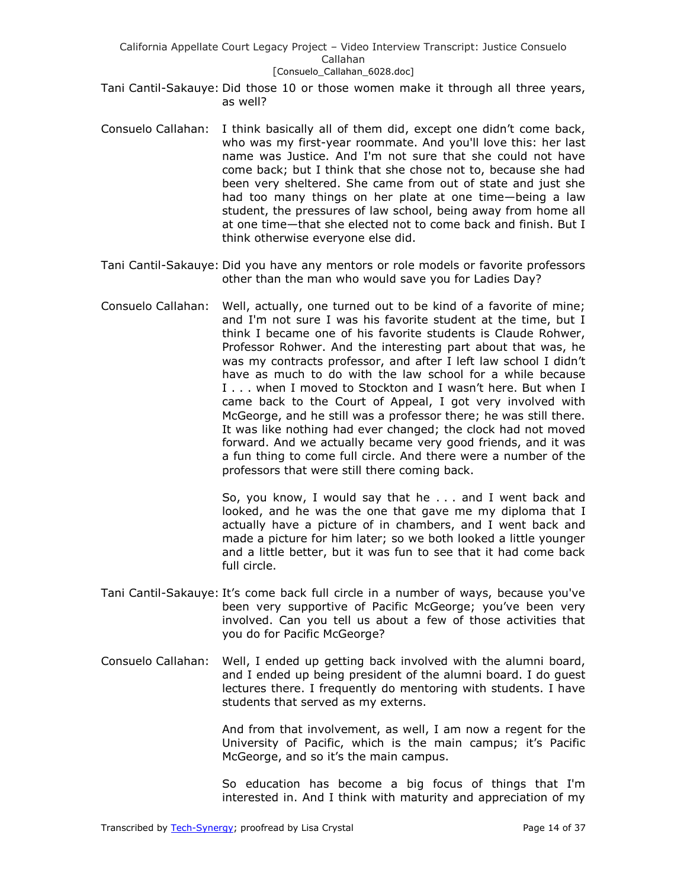Tani Cantil-Sakauye: Did those 10 or those women make it through all three years, as well?

Consuelo Callahan: I think basically all of them did, except one didn't come back, who was my first-year roommate. And you'll love this: her last name was Justice. And I'm not sure that she could not have come back; but I think that she chose not to, because she had been very sheltered. She came from out of state and just she had too many things on her plate at one time—being a law student, the pressures of law school, being away from home all at one time—that she elected not to come back and finish. But I think otherwise everyone else did.

Tani Cantil-Sakauye: Did you have any mentors or role models or favorite professors other than the man who would save you for Ladies Day?

Consuelo Callahan: Well, actually, one turned out to be kind of a favorite of mine; and I'm not sure I was his favorite student at the time, but I think I became one of his favorite students is Claude Rohwer, Professor Rohwer. And the interesting part about that was, he was my contracts professor, and after I left law school I didn't have as much to do with the law school for a while because I . . . when I moved to Stockton and I wasn't here. But when I came back to the Court of Appeal, I got very involved with McGeorge, and he still was a professor there; he was still there. It was like nothing had ever changed; the clock had not moved forward. And we actually became very good friends, and it was a fun thing to come full circle. And there were a number of the professors that were still there coming back.

So, you know, I would say that he . . . and I went back and looked, and he was the one that gave me my diploma that I actually have a picture of in chambers, and I went back and made a picture for him later; so we both looked a little younger and a little better, but it was fun to see that it had come back full circle.

Tani Cantil-Sakauye: It's come back full circle in a number of ways, because you've been very supportive of Pacific McGeorge; you've been very involved. Can you tell us about a few of those activities that you do for Pacific McGeorge?

Consuelo Callahan: Well, I ended up getting back involved with the alumni board, and I ended up being president of the alumni board. I do guest lectures there. I frequently do mentoring with students. I have students that served as my externs.

And from that involvement, as well, I am now a regent for the University of Pacific, which is the main campus; it's Pacific McGeorge, and so it's the main campus.

So education has become a big focus of things that I'm interested in. And I think with maturity and appreciation of my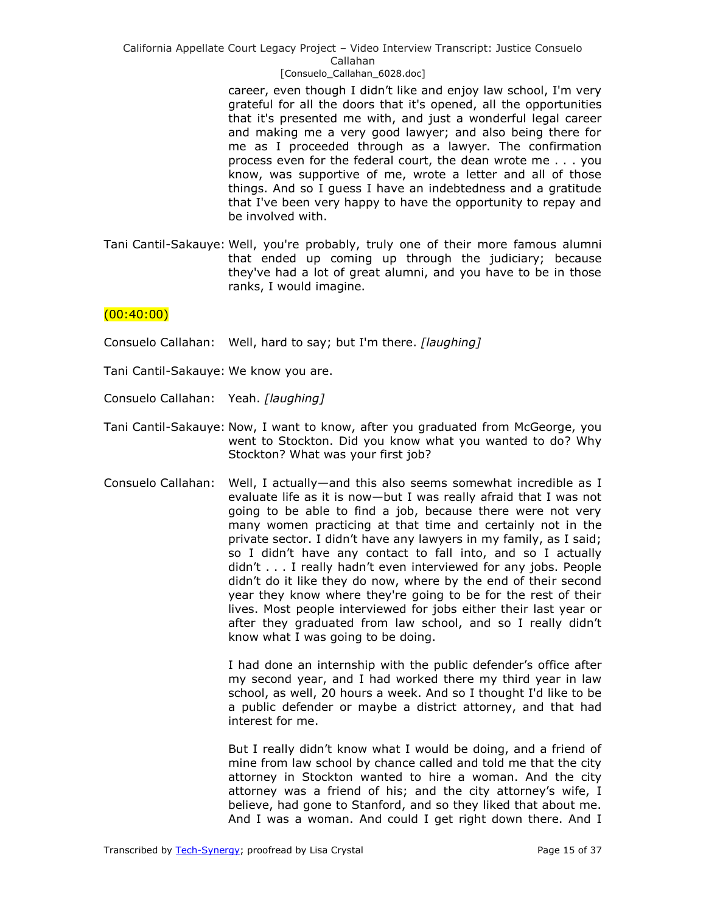career, even though I didn't like and enjoy law school, I'm very grateful for all the doors that it's opened, all the opportunities that it's presented me with, and just a wonderful legal career and making me a very good lawyer; and also being there for me as I proceeded through as a lawyer. The confirmation process even for the federal court, the dean wrote me . . . you know, was supportive of me, wrote a letter and all of those things. And so I guess I have an indebtedness and a gratitude that I've been very happy to have the opportunity to repay and be involved with.

Tani Cantil-Sakauye: Well, you're probably, truly one of their more famous alumni that ended up coming up through the judiciary; because they've had a lot of great alumni, and you have to be in those ranks, I would imagine.

(00:40:00)

Consuelo Callahan: Well, hard to say; but I'm there. *[laughing]*

Tani Cantil-Sakauye: We know you are.

Consuelo Callahan: Yeah. *[laughing]*

Tani Cantil-Sakauye: Now, I want to know, after you graduated from McGeorge, you went to Stockton. Did you know what you wanted to do? Why Stockton? What was your first job?

Consuelo Callahan: Well, I actually—and this also seems somewhat incredible as I evaluate life as it is now—but I was really afraid that I was not going to be able to find a job, because there were not very many women practicing at that time and certainly not in the private sector. I didn't have any lawyers in my family, as I said; so I didn't have any contact to fall into, and so I actually didn't . . . I really hadn't even interviewed for any jobs. People didn't do it like they do now, where by the end of their second year they know where they're going to be for the rest of their lives. Most people interviewed for jobs either their last year or after they graduated from law school, and so I really didn't know what I was going to be doing.

I had done an internship with the public defender's office after my second year, and I had worked there my third year in law school, as well, 20 hours a week. And so I thought I'd like to be a public defender or maybe a district attorney, and that had interest for me.

But I really didn't know what I would be doing, and a friend of mine from law school by chance called and told me that the city attorney in Stockton wanted to hire a woman. And the city attorney was a friend of his; and the city attorney's wife, I believe, had gone to Stanford, and so they liked that about me. And I was a woman. And could I get right down there. And I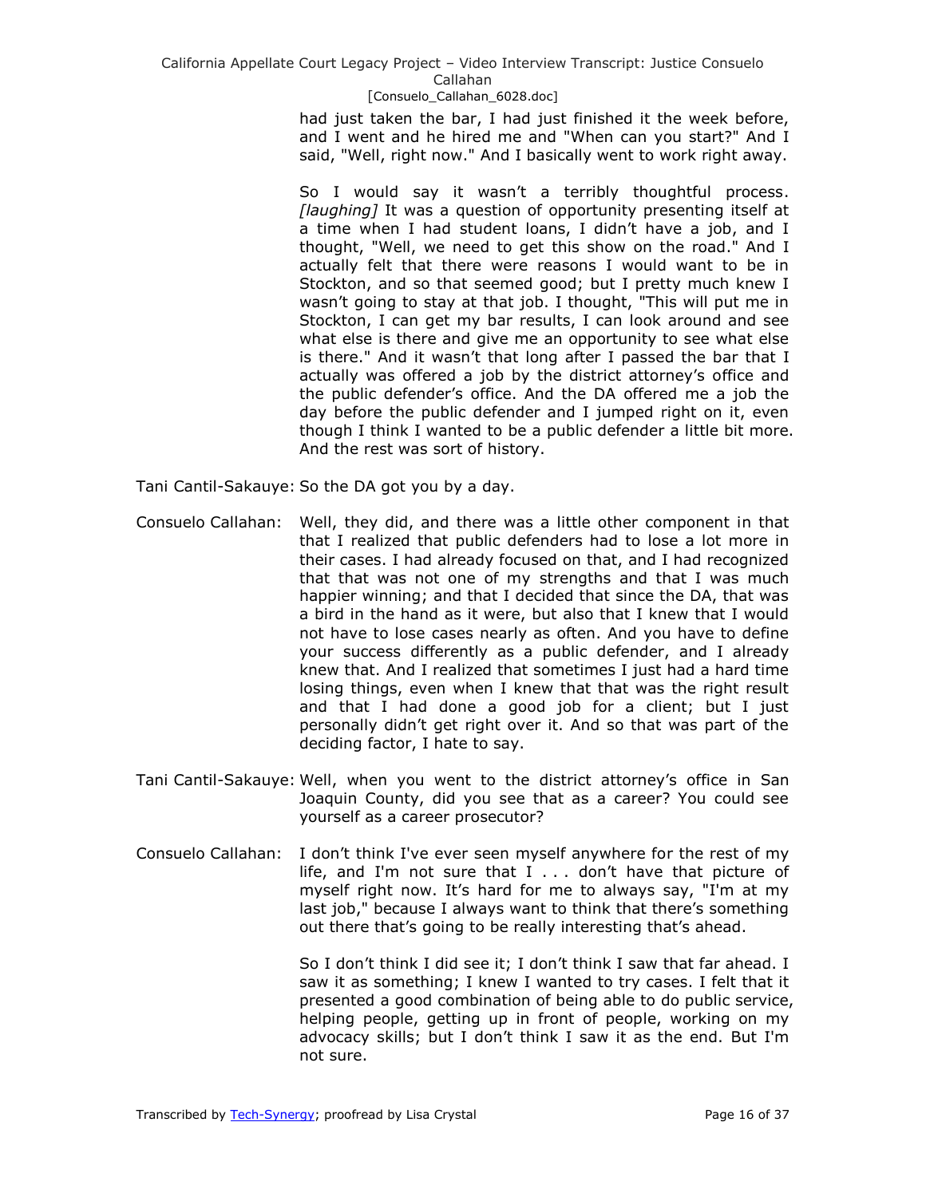had just taken the bar, I had just finished it the week before, and I went and he hired me and "When can you start?" And I said, "Well, right now." And I basically went to work right away.

So I would say it wasn't a terribly thoughtful process. *[laughing]* It was a question of opportunity presenting itself at a time when I had student loans, I didn't have a job, and I thought, "Well, we need to get this show on the road." And I actually felt that there were reasons I would want to be in Stockton, and so that seemed good; but I pretty much knew I wasn't going to stay at that job. I thought, "This will put me in Stockton, I can get my bar results, I can look around and see what else is there and give me an opportunity to see what else is there." And it wasn't that long after I passed the bar that I actually was offered a job by the district attorney's office and the public defender's office. And the DA offered me a job the day before the public defender and I jumped right on it, even though I think I wanted to be a public defender a little bit more. And the rest was sort of history.

Tani Cantil-Sakauye: So the DA got you by a day.

Consuelo Callahan: Well, they did, and there was a little other component in that that I realized that public defenders had to lose a lot more in their cases. I had already focused on that, and I had recognized that that was not one of my strengths and that I was much happier winning; and that I decided that since the DA, that was a bird in the hand as it were, but also that I knew that I would not have to lose cases nearly as often. And you have to define your success differently as a public defender, and I already knew that. And I realized that sometimes I just had a hard time losing things, even when I knew that that was the right result and that I had done a good job for a client; but I just personally didn't get right over it. And so that was part of the deciding factor, I hate to say.

Tani Cantil-Sakauye: Well, when you went to the district attorney's office in San Joaquin County, did you see that as a career? You could see yourself as a career prosecutor?

Consuelo Callahan: I don't think I've ever seen myself anywhere for the rest of my life, and I'm not sure that I . . . don't have that picture of myself right now. It's hard for me to always say, "I'm at my last job," because I always want to think that there's something out there that's going to be really interesting that's ahead.

So I don't think I did see it; I don't think I saw that far ahead. I saw it as something; I knew I wanted to try cases. I felt that it presented a good combination of being able to do public service, helping people, getting up in front of people, working on my advocacy skills; but I don't think I saw it as the end. But I'm not sure.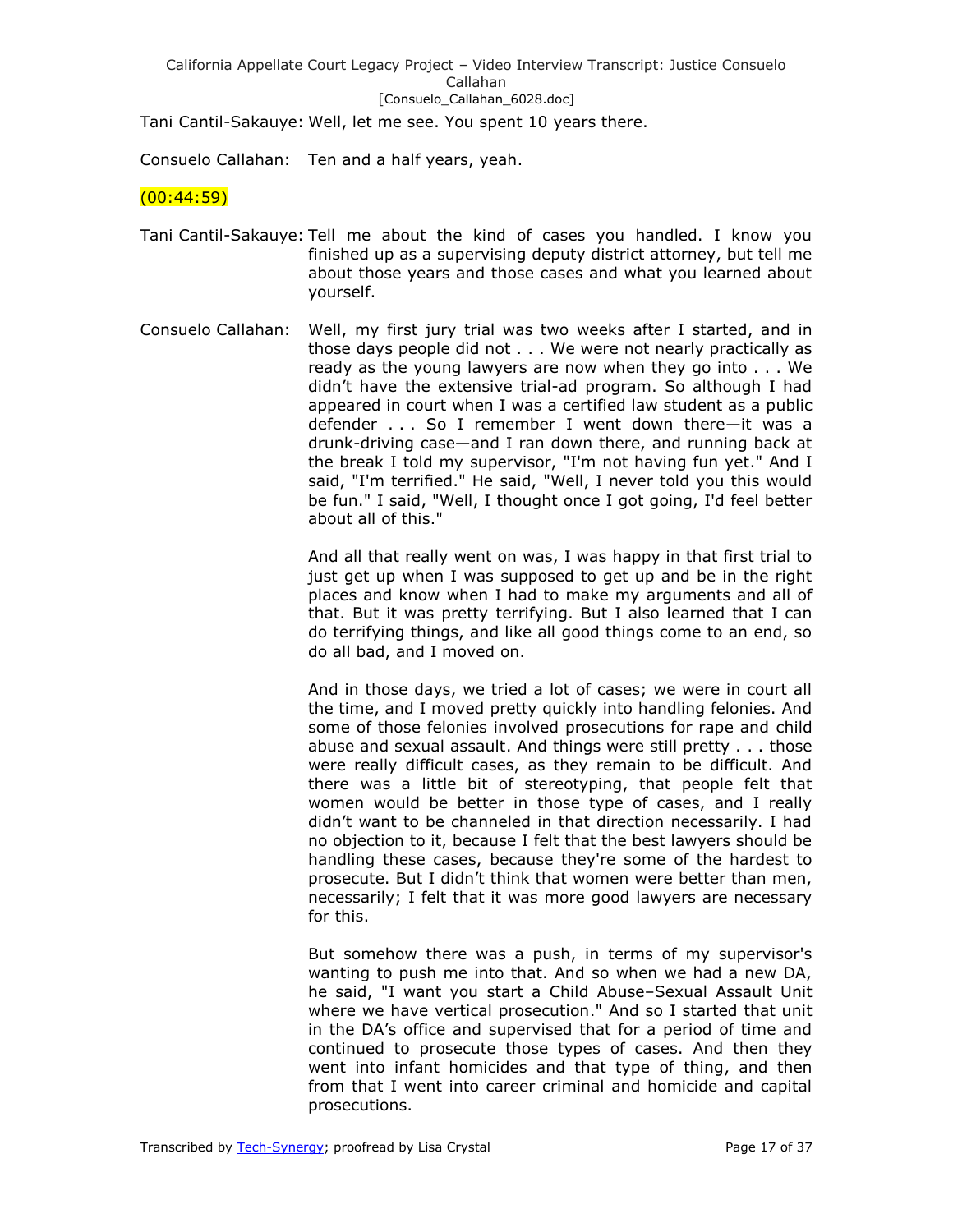Tani Cantil-Sakauye: Well, let me see. You spent 10 years there.

Consuelo Callahan: Ten and a half years, yeah.

(00:44:59)

Tani Cantil-Sakauye: Tell me about the kind of cases you handled. I know you finished up as a supervising deputy district attorney, but tell me about those years and those cases and what you learned about yourself.

Consuelo Callahan: Well, my first jury trial was two weeks after I started, and in those days people did not . . . We were not nearly practically as ready as the young lawyers are now when they go into . . . We didn't have the extensive trial-ad program. So although I had appeared in court when I was a certified law student as a public defender . . . So I remember I went down there—it was a drunk-driving case—and I ran down there, and running back at the break I told my supervisor, "I'm not having fun yet." And I said, "I'm terrified." He said, "Well, I never told you this would be fun." I said, "Well, I thought once I got going, I'd feel better about all of this."

And all that really went on was, I was happy in that first trial to just get up when I was supposed to get up and be in the right places and know when I had to make my arguments and all of that. But it was pretty terrifying. But I also learned that I can do terrifying things, and like all good things come to an end, so do all bad, and I moved on.

And in those days, we tried a lot of cases; we were in court all the time, and I moved pretty quickly into handling felonies. And some of those felonies involved prosecutions for rape and child abuse and sexual assault. And things were still pretty . . . those were really difficult cases, as they remain to be difficult. And there was a little bit of stereotyping, that people felt that women would be better in those type of cases, and I really didn't want to be channeled in that direction necessarily. I had no objection to it, because I felt that the best lawyers should be handling these cases, because they're some of the hardest to prosecute. But I didn't think that women were better than men, necessarily; I felt that it was more good lawyers are necessary for this.

But somehow there was a push, in terms of my supervisor's wanting to push me into that. And so when we had a new DA, he said, "I want you start a Child Abuse–Sexual Assault Unit where we have vertical prosecution." And so I started that unit in the DA's office and supervised that for a period of time and continued to prosecute those types of cases. And then they went into infant homicides and that type of thing, and then from that I went into career criminal and homicide and capital prosecutions.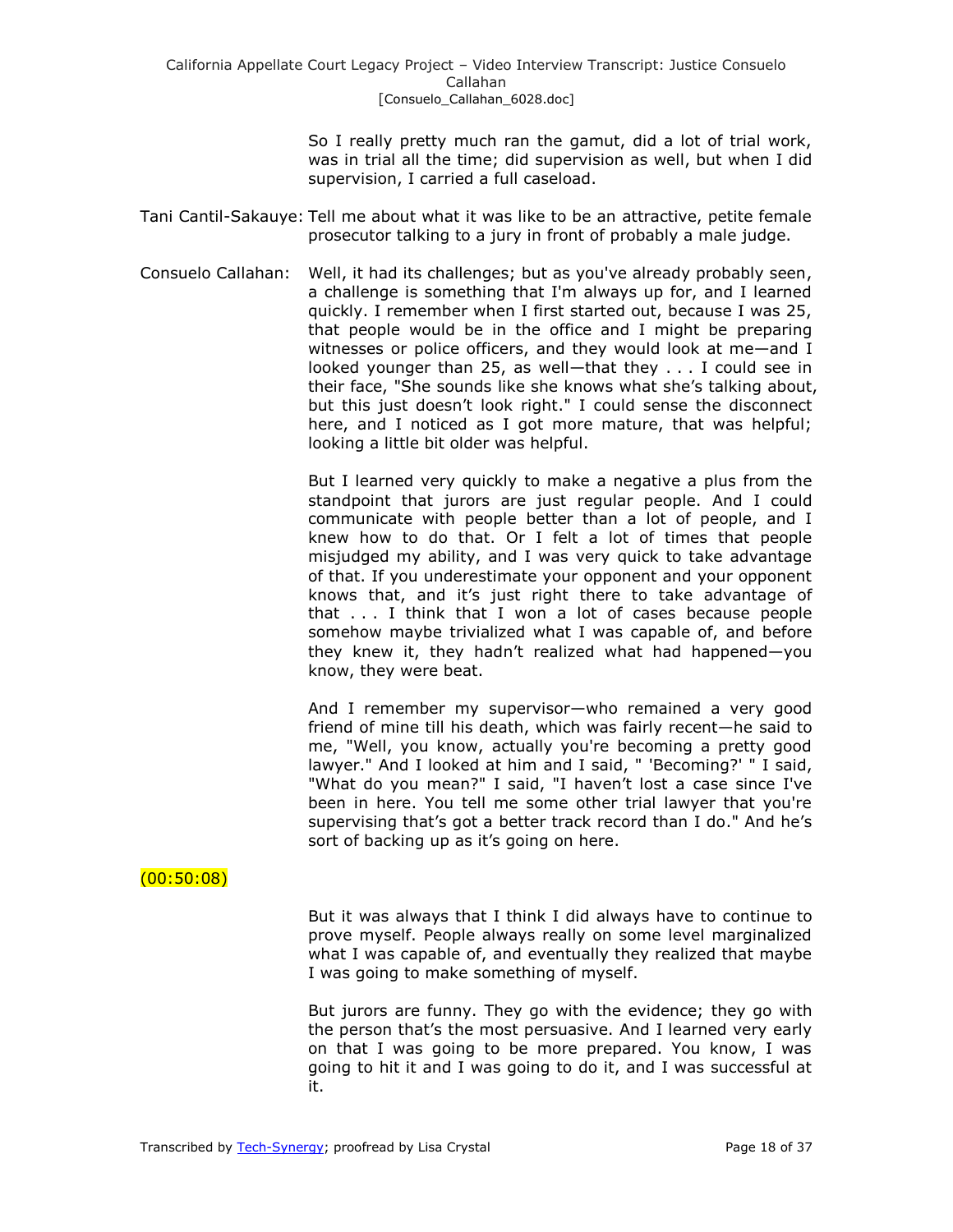So I really pretty much ran the gamut, did a lot of trial work, was in trial all the time; did supervision as well, but when I did supervision, I carried a full caseload.

Tani Cantil-Sakauye: Tell me about what it was like to be an attractive, petite female prosecutor talking to a jury in front of probably a male judge.

Consuelo Callahan: Well, it had its challenges; but as you've already probably seen, a challenge is something that I'm always up for, and I learned quickly. I remember when I first started out, because I was 25, that people would be in the office and I might be preparing witnesses or police officers, and they would look at me—and I looked younger than 25, as well—that they . . . I could see in their face, "She sounds like she knows what she's talking about, but this just doesn't look right." I could sense the disconnect here, and I noticed as I got more mature, that was helpful; looking a little bit older was helpful.

But I learned very quickly to make a negative a plus from the standpoint that jurors are just regular people. And I could communicate with people better than a lot of people, and I knew how to do that. Or I felt a lot of times that people misjudged my ability, and I was very quick to take advantage of that. If you underestimate your opponent and your opponent knows that, and it's just right there to take advantage of that . . . I think that I won a lot of cases because people somehow maybe trivialized what I was capable of, and before they knew it, they hadn't realized what had happened—you know, they were beat.

And I remember my supervisor—who remained a very good friend of mine till his death, which was fairly recent—he said to me, "Well, you know, actually you're becoming a pretty good lawyer." And I looked at him and I said, " 'Becoming?' " I said, "What do you mean?" I said, "I haven't lost a case since I've been in here. You tell me some other trial lawyer that you're supervising that's got a better track record than I do." And he's sort of backing up as it's going on here.

(00:50:08)

But it was always that I think I did always have to continue to prove myself. People always really on some level marginalized what I was capable of, and eventually they realized that maybe I was going to make something of myself.

But jurors are funny. They go with the evidence; they go with the person that's the most persuasive. And I learned very early on that I was going to be more prepared. You know, I was going to hit it and I was going to do it, and I was successful at it.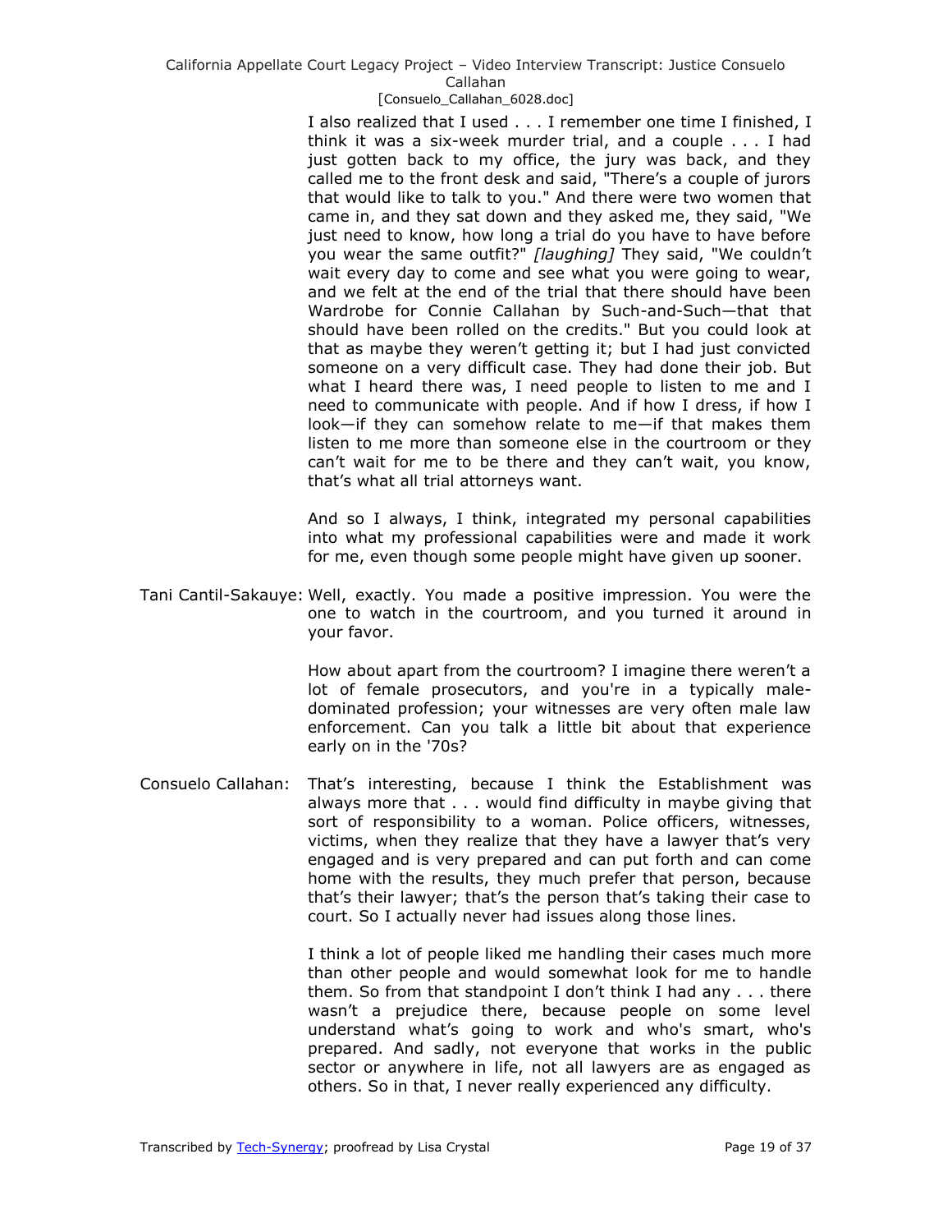I also realized that I used . . . I remember one time I finished, I think it was a six-week murder trial, and a couple . . . I had just gotten back to my office, the jury was back, and they called me to the front desk and said, "There's a couple of jurors that would like to talk to you." And there were two women that came in, and they sat down and they asked me, they said, "We just need to know, how long a trial do you have to have before you wear the same outfit?" *[laughing]* They said, "We couldn't wait every day to come and see what you were going to wear, and we felt at the end of the trial that there should have been Wardrobe for Connie Callahan by Such-and-Such—that that should have been rolled on the credits." But you could look at that as maybe they weren't getting it; but I had just convicted someone on a very difficult case. They had done their job. But what I heard there was, I need people to listen to me and I need to communicate with people. And if how I dress, if how I look—if they can somehow relate to me—if that makes them listen to me more than someone else in the courtroom or they can't wait for me to be there and they can't wait, you know, that's what all trial attorneys want.

And so I always, I think, integrated my personal capabilities into what my professional capabilities were and made it work for me, even though some people might have given up sooner.

Tani Cantil-Sakauye: Well, exactly. You made a positive impression. You were the one to watch in the courtroom, and you turned it around in your favor.

How about apart from the courtroom? I imagine there weren't a lot of female prosecutors, and you're in a typically male-dominated profession; your witnesses are very often male law enforcement. Can you talk a little bit about that experience early on in the '70s?

Consuelo Callahan: That's interesting, because I think the Establishment was always more that . . . would find difficulty in maybe giving that sort of responsibility to a woman. Police officers, witnesses, victims, when they realize that they have a lawyer that's very engaged and is very prepared and can put forth and can come home with the results, they much prefer that person, because that's their lawyer; that's the person that's taking their case to court. So I actually never had issues along those lines.

I think a lot of people liked me handling their cases much more than other people and would somewhat look for me to handle them. So from that standpoint I don't think I had any . . . there wasn't a prejudice there, because people on some level understand what's going to work and who's smart, who's prepared. And sadly, not everyone that works in the public sector or anywhere in life, not all lawyers are as engaged as others. So in that, I never really experienced any difficulty.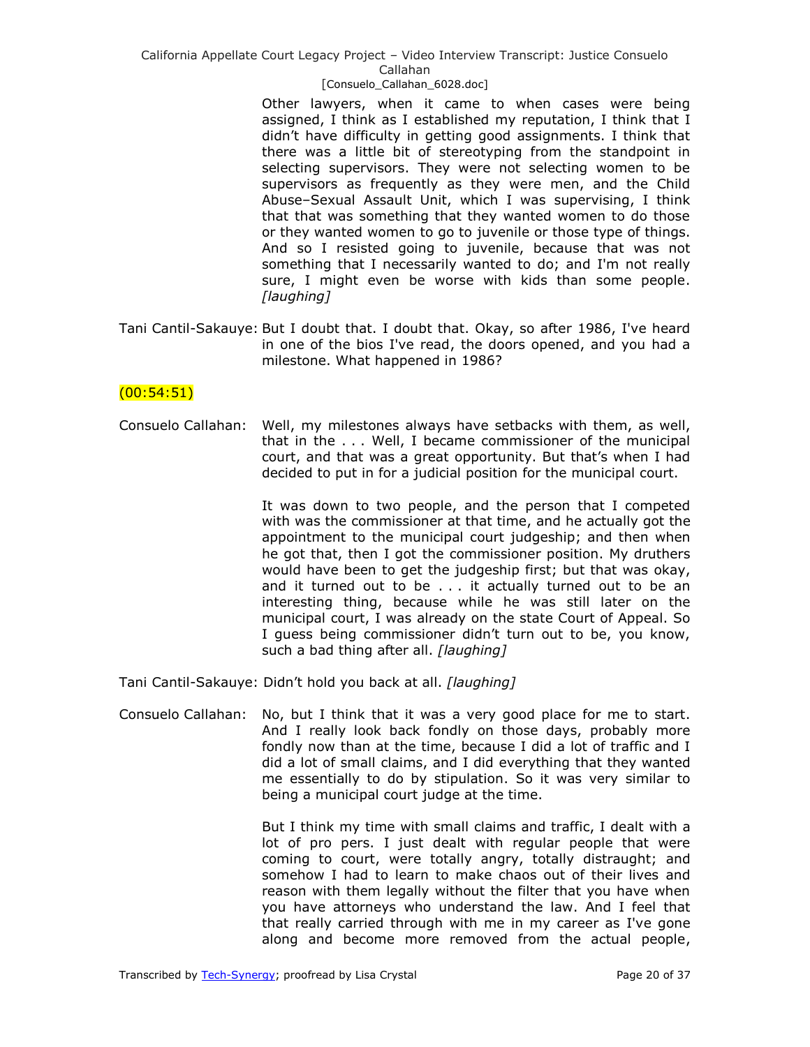Other lawyers, when it came to when cases were being assigned, I think as I established my reputation, I think that I didn't have difficulty in getting good assignments. I think that there was a little bit of stereotyping from the standpoint in selecting supervisors. They were not selecting women to be supervisors as frequently as they were men, and the Child Abuse–Sexual Assault Unit, which I was supervising, I think that that was something that they wanted women to do those or they wanted women to go to juvenile or those type of things. And so I resisted going to juvenile, because that was not something that I necessarily wanted to do; and I'm not really sure, I might even be worse with kids than some people. *[laughing]*

Tani Cantil-Sakauye: But I doubt that. I doubt that. Okay, so after 1986, I've heard in one of the bios I've read, the doors opened, and you had a milestone. What happened in 1986?

(00:54:51)

Consuelo Callahan: Well, my milestones always have setbacks with them, as well, that in the . . . Well, I became commissioner of the municipal court, and that was a great opportunity. But that's when I had decided to put in for a judicial position for the municipal court.

It was down to two people, and the person that I competed with was the commissioner at that time, and he actually got the appointment to the municipal court judgeship; and then when he got that, then I got the commissioner position. My druthers would have been to get the judgeship first; but that was okay, and it turned out to be . . . it actually turned out to be an interesting thing, because while he was still later on the municipal court, I was already on the state Court of Appeal. So I guess being commissioner didn't turn out to be, you know, such a bad thing after all. *[laughing]*

Tani Cantil-Sakauye: Didn't hold you back at all. *[laughing]*

Consuelo Callahan: No, but I think that it was a very good place for me to start. And I really look back fondly on those days, probably more fondly now than at the time, because I did a lot of traffic and I did a lot of small claims, and I did everything that they wanted me essentially to do by stipulation. So it was very similar to being a municipal court judge at the time.

But I think my time with small claims and traffic, I dealt with a lot of pro pers. I just dealt with regular people that were coming to court, were totally angry, totally distraught; and somehow I had to learn to make chaos out of their lives and reason with them legally without the filter that you have when you have attorneys who understand the law. And I feel that that really carried through with me in my career as I've gone along and become more removed from the actual people,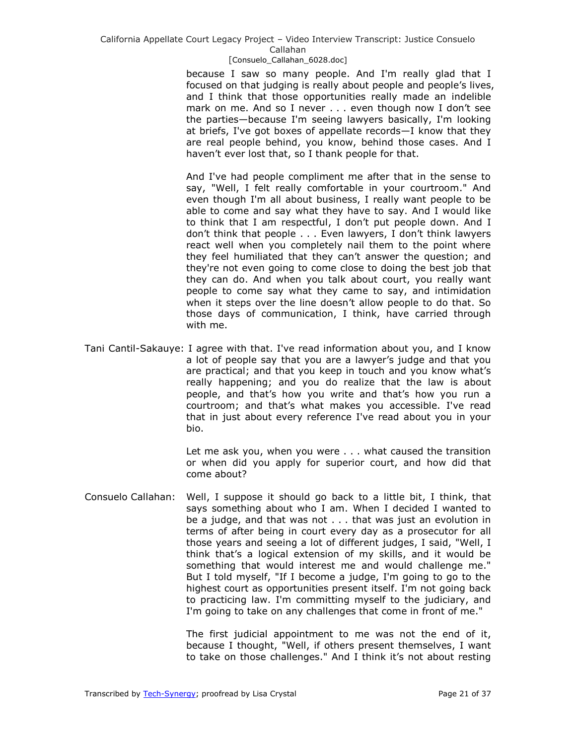because I saw so many people. And I'm really glad that I focused on that judging is really about people and people's lives, and I think that those opportunities really made an indelible mark on me. And so I never . . . even though now I don't see the parties—because I'm seeing lawyers basically, I'm looking at briefs, I've got boxes of appellate records—I know that they are real people behind, you know, behind those cases. And I haven't ever lost that, so I thank people for that.

And I've had people compliment me after that in the sense to say, "Well, I felt really comfortable in your courtroom." And even though I'm all about business, I really want people to be able to come and say what they have to say. And I would like to think that I am respectful, I don't put people down. And I don't think that people . . . Even lawyers, I don't think lawyers react well when you completely nail them to the point where they feel humiliated that they can't answer the question; and they're not even going to come close to doing the best job that they can do. And when you talk about court, you really want people to come say what they came to say, and intimidation when it steps over the line doesn't allow people to do that. So those days of communication, I think, have carried through with me.

Tani Cantil-Sakauye: I agree with that. I've read information about you, and I know a lot of people say that you are a lawyer's judge and that you are practical; and that you keep in touch and you know what's really happening; and you do realize that the law is about people, and that's how you write and that's how you run a courtroom; and that's what makes you accessible. I've read that in just about every reference I've read about you in your bio.

Let me ask you, when you were . . . what caused the transition or when did you apply for superior court, and how did that come about?

Consuelo Callahan: Well, I suppose it should go back to a little bit, I think, that says something about who I am. When I decided I wanted to be a judge, and that was not . . . that was just an evolution in terms of after being in court every day as a prosecutor for all those years and seeing a lot of different judges, I said, "Well, I think that's a logical extension of my skills, and it would be something that would interest me and would challenge me." But I told myself, "If I become a judge, I'm going to go to the highest court as opportunities present itself. I'm not going back to practicing law. I'm committing myself to the judiciary, and I'm going to take on any challenges that come in front of me."

The first judicial appointment to me was not the end of it, because I thought, "Well, if others present themselves, I want to take on those challenges." And I think it's not about resting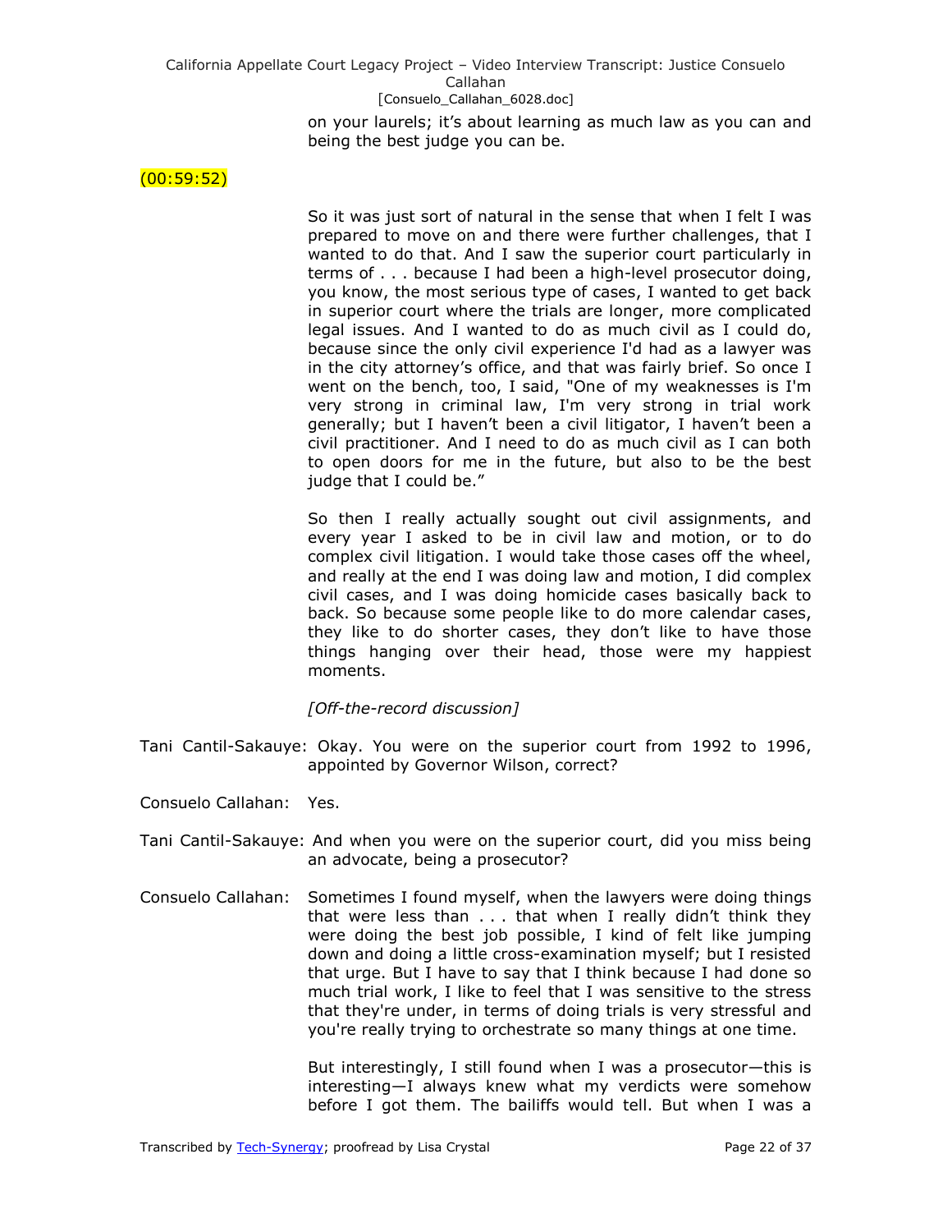on your laurels; it's about learning as much law as you can and being the best judge you can be.

(00:59:52)

So it was just sort of natural in the sense that when I felt I was prepared to move on and there were further challenges, that I wanted to do that. And I saw the superior court particularly in terms of . . . because I had been a high-level prosecutor doing, you know, the most serious type of cases, I wanted to get back in superior court where the trials are longer, more complicated legal issues. And I wanted to do as much civil as I could do, because since the only civil experience I'd had as a lawyer was in the city attorney's office, and that was fairly brief. So once I went on the bench, too, I said, "One of my weaknesses is I'm very strong in criminal law, I'm very strong in trial work generally; but I haven't been a civil litigator, I haven't been a civil practitioner. And I need to do as much civil as I can both to open doors for me in the future, but also to be the best judge that I could be."

So then I really actually sought out civil assignments, and every year I asked to be in civil law and motion, or to do complex civil litigation. I would take those cases off the wheel, and really at the end I was doing law and motion, I did complex civil cases, and I was doing homicide cases basically back to back. So because some people like to do more calendar cases, they like to do shorter cases, they don't like to have those things hanging over their head, those were my happiest moments.

*[Off-the-record discussion]*

Tani Cantil-Sakauye: Okay. You were on the superior court from 1992 to 1996, appointed by Governor Wilson, correct?

Consuelo Callahan: Yes.

Tani Cantil-Sakauye: And when you were on the superior court, did you miss being an advocate, being a prosecutor?

Consuelo Callahan: Sometimes I found myself, when the lawyers were doing things that were less than . . . that when I really didn't think they were doing the best job possible, I kind of felt like jumping down and doing a little cross-examination myself; but I resisted that urge. But I have to say that I think because I had done so much trial work, I like to feel that I was sensitive to the stress that they're under, in terms of doing trials is very stressful and you're really trying to orchestrate so many things at one time.

But interestingly, I still found when I was a prosecutor—this is interesting—I always knew what my verdicts were somehow before I got them. The bailiffs would tell. But when I was a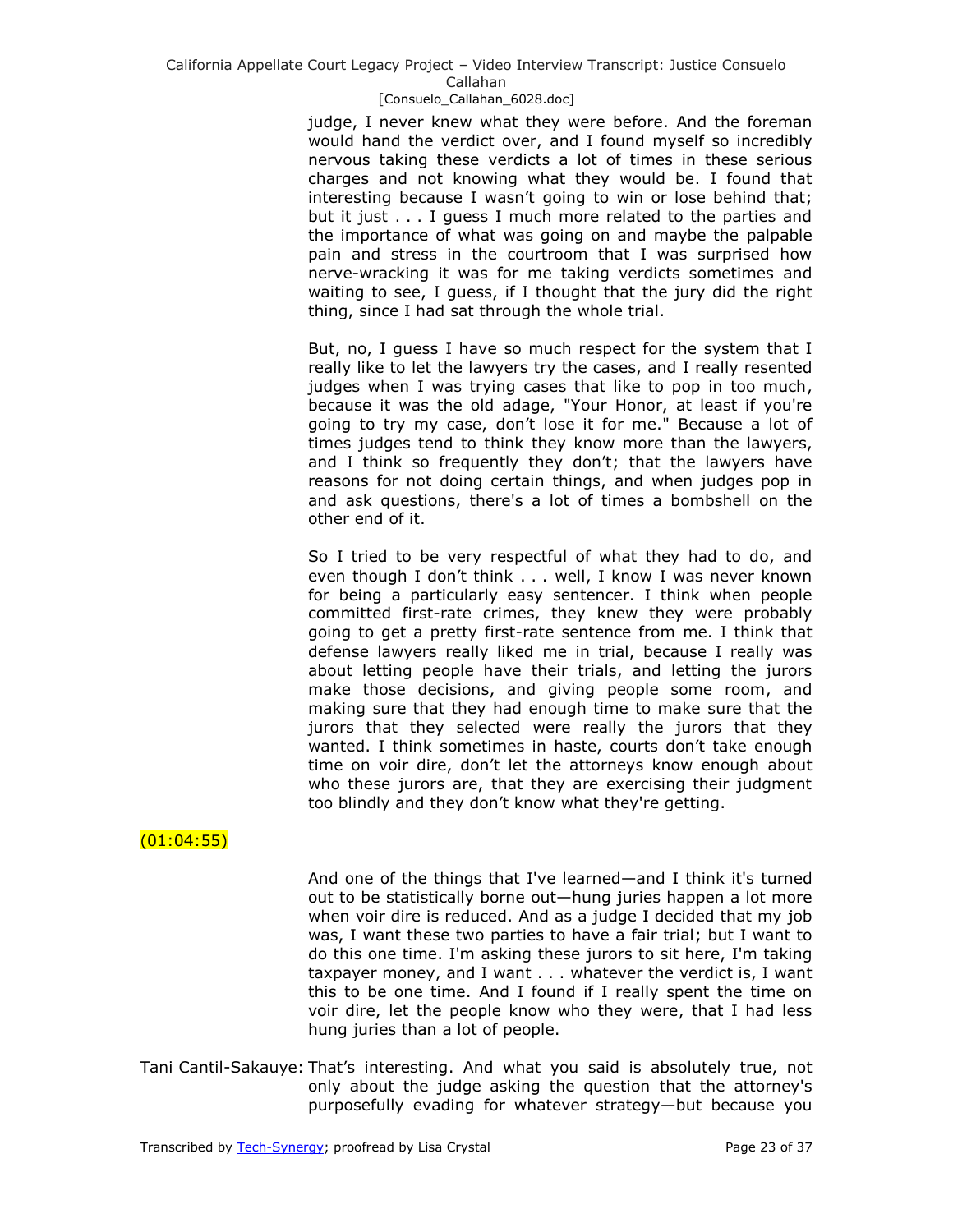judge, I never knew what they were before. And the foreman would hand the verdict over, and I found myself so incredibly nervous taking these verdicts a lot of times in these serious charges and not knowing what they would be. I found that interesting because I wasn't going to win or lose behind that; but it just . . . I guess I much more related to the parties and the importance of what was going on and maybe the palpable pain and stress in the courtroom that I was surprised how nerve-wracking it was for me taking verdicts sometimes and waiting to see, I guess, if I thought that the jury did the right thing, since I had sat through the whole trial.

But, no, I guess I have so much respect for the system that I really like to let the lawyers try the cases, and I really resented judges when I was trying cases that like to pop in too much, because it was the old adage, "Your Honor, at least if you're going to try my case, don't lose it for me." Because a lot of times judges tend to think they know more than the lawyers, and I think so frequently they don't; that the lawyers have reasons for not doing certain things, and when judges pop in and ask questions, there's a lot of times a bombshell on the other end of it.

So I tried to be very respectful of what they had to do, and even though I don't think . . . well, I know I was never known for being a particularly easy sentencer. I think when people committed first-rate crimes, they knew they were probably going to get a pretty first-rate sentence from me. I think that defense lawyers really liked me in trial, because I really was about letting people have their trials, and letting the jurors make those decisions, and giving people some room, and making sure that they had enough time to make sure that the jurors that they selected were really the jurors that they wanted. I think sometimes in haste, courts don't take enough time on voir dire, don't let the attorneys know enough about who these jurors are, that they are exercising their judgment too blindly and they don't know what they're getting.

(01:04:55)

And one of the things that I've learned—and I think it's turned out to be statistically borne out—hung juries happen a lot more when voir dire is reduced. And as a judge I decided that my job was, I want these two parties to have a fair trial; but I want to do this one time. I'm asking these jurors to sit here, I'm taking taxpayer money, and I want . . . whatever the verdict is, I want this to be one time. And I found if I really spent the time on voir dire, let the people know who they were, that I had less hung juries than a lot of people.

Tani Cantil-Sakauye: That's interesting. And what you said is absolutely true, not only about the judge asking the question that the attorney's purposefully evading for whatever strategy—but because you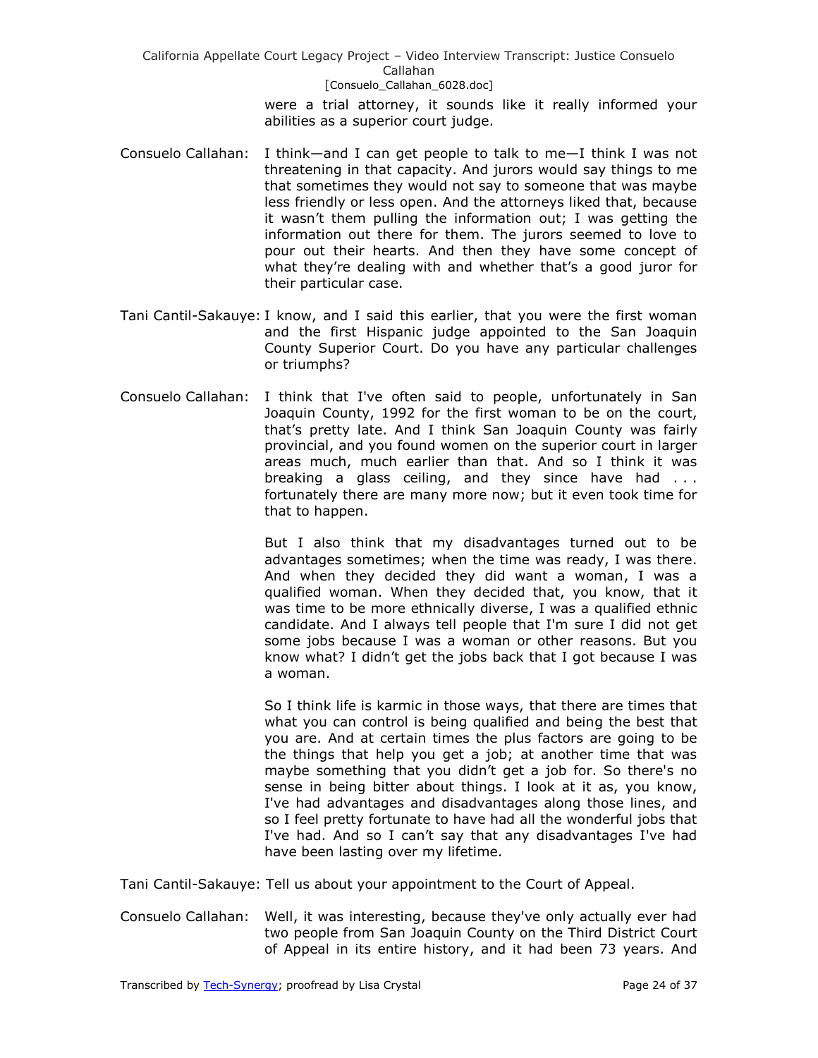were a trial attorney, it sounds like it really informed your abilities as a superior court judge.

Consuelo Callahan: I think—and I can get people to talk to me—I think I was not threatening in that capacity. And jurors would say things to me that sometimes they would not say to someone that was maybe less friendly or less open. And the attorneys liked that, because it wasn't them pulling the information out; I was getting the information out there for them. The jurors seemed to love to pour out their hearts. And then they have some concept of what they're dealing with and whether that's a good juror for their particular case.

Tani Cantil-Sakauye: I know, and I said this earlier, that you were the first woman and the first Hispanic judge appointed to the San Joaquin County Superior Court. Do you have any particular challenges or triumphs?

Consuelo Callahan: I think that I've often said to people, unfortunately in San Joaquin County, 1992 for the first woman to be on the court, that's pretty late. And I think San Joaquin County was fairly provincial, and you found women on the superior court in larger areas much, much earlier than that. And so I think it was breaking a glass ceiling, and they since have had . . . fortunately there are many more now; but it even took time for that to happen.

But I also think that my disadvantages turned out to be advantages sometimes; when the time was ready, I was there. And when they decided they did want a woman, I was a qualified woman. When they decided that, you know, that it was time to be more ethnically diverse, I was a qualified ethnic candidate. And I always tell people that I'm sure I did not get some jobs because I was a woman or other reasons. But you know what? I didn't get the jobs back that I got because I was a woman.

So I think life is karmic in those ways, that there are times that what you can control is being qualified and being the best that you are. And at certain times the plus factors are going to be the things that help you get a job; at another time that was maybe something that you didn't get a job for. So there's no sense in being bitter about things. I look at it as, you know, I've had advantages and disadvantages along those lines, and so I feel pretty fortunate to have had all the wonderful jobs that I've had. And so I can't say that any disadvantages I've had have been lasting over my lifetime.

Tani Cantil-Sakauye: Tell us about your appointment to the Court of Appeal.

Consuelo Callahan: Well, it was interesting, because they've only actually ever had two people from San Joaquin County on the Third District Court of Appeal in its entire history, and it had been 73 years. And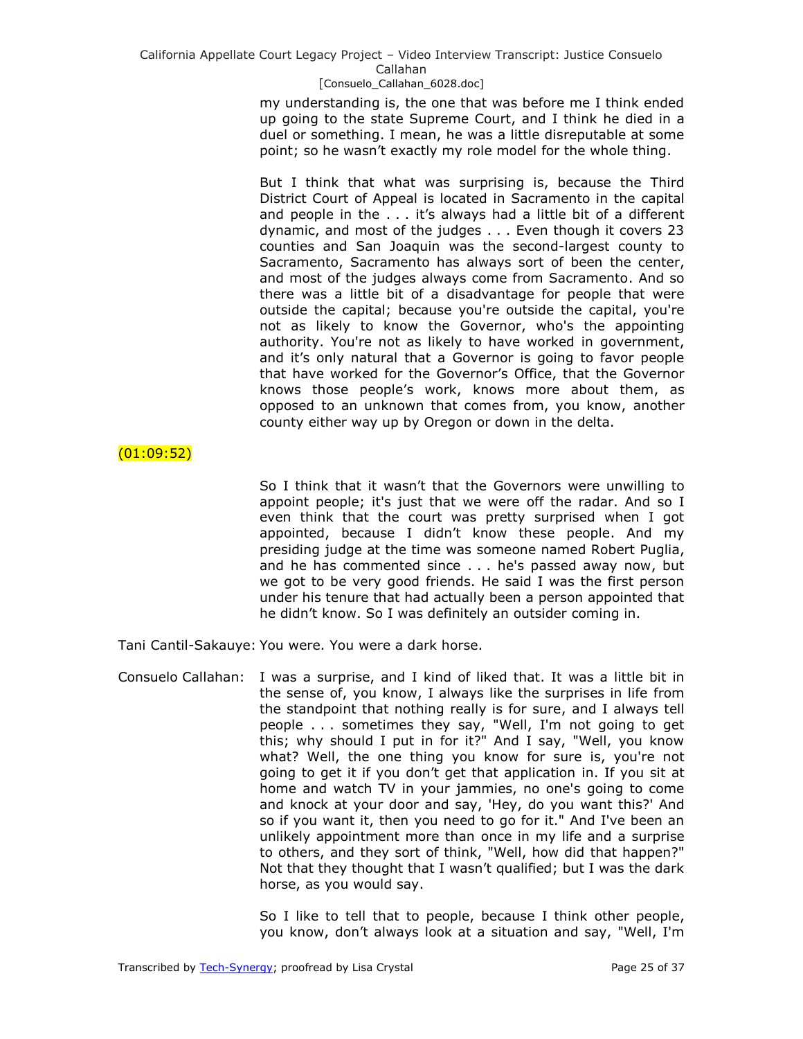my understanding is, the one that was before me I think ended up going to the state Supreme Court, and I think he died in a duel or something. I mean, he was a little disreputable at some point; so he wasn't exactly my role model for the whole thing.

But I think that what was surprising is, because the Third District Court of Appeal is located in Sacramento in the capital and people in the . . . it's always had a little bit of a different dynamic, and most of the judges . . . Even though it covers 23 counties and San Joaquin was the second-largest county to Sacramento, Sacramento has always sort of been the center, and most of the judges always come from Sacramento. And so there was a little bit of a disadvantage for people that were outside the capital; because you're outside the capital, you're not as likely to know the Governor, who's the appointing authority. You're not as likely to have worked in government, and it's only natural that a Governor is going to favor people that have worked for the Governor's Office, that the Governor knows those people's work, knows more about them, as opposed to an unknown that comes from, you know, another county either way up by Oregon or down in the delta.

(01:09:52)

So I think that it wasn't that the Governors were unwilling to appoint people; it's just that we were off the radar. And so I even think that the court was pretty surprised when I got appointed, because I didn't know these people. And my presiding judge at the time was someone named Robert Puglia, and he has commented since . . . he's passed away now, but we got to be very good friends. He said I was the first person under his tenure that had actually been a person appointed that he didn't know. So I was definitely an outsider coming in.

Tani Cantil-Sakauye: You were. You were a dark horse.

Consuelo Callahan: I was a surprise, and I kind of liked that. It was a little bit in the sense of, you know, I always like the surprises in life from the standpoint that nothing really is for sure, and I always tell people . . . sometimes they say, "Well, I'm not going to get this; why should I put in for it?" And I say, "Well, you know what? Well, the one thing you know for sure is, you're not going to get it if you don't get that application in. If you sit at home and watch TV in your jammies, no one's going to come and knock at your door and say, 'Hey, do you want this?' And so if you want it, then you need to go for it." And I've been an unlikely appointment more than once in my life and a surprise to others, and they sort of think, "Well, how did that happen?" Not that they thought that I wasn't qualified; but I was the dark horse, as you would say.

So I like to tell that to people, because I think other people, you know, don't always look at a situation and say, "Well, I'm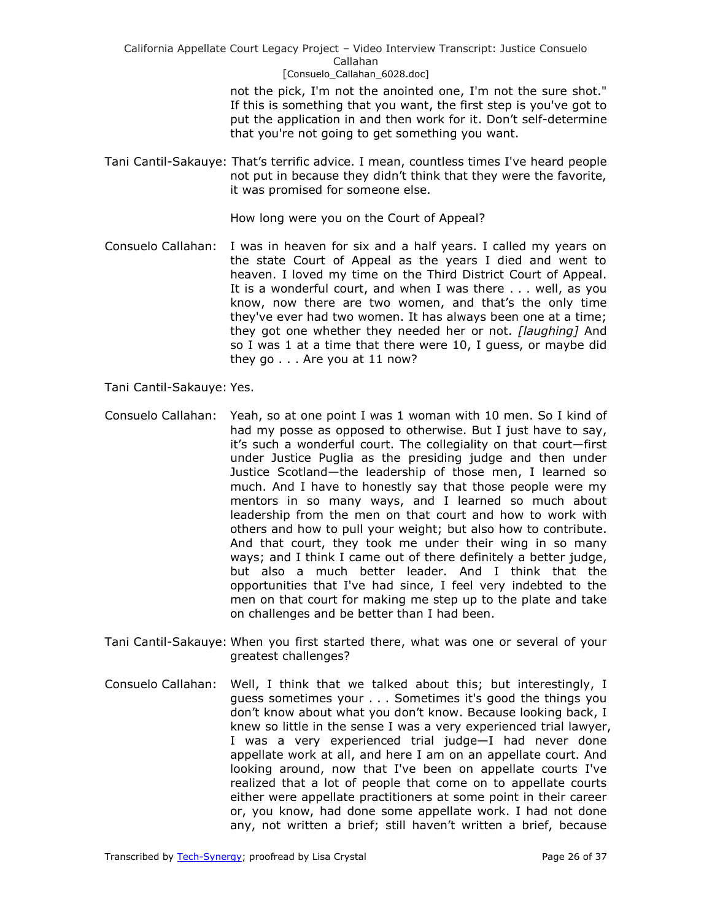not the pick, I'm not the anointed one, I'm not the sure shot." If this is something that you want, the first step is you've got to put the application in and then work for it. Don't self-determine that you're not going to get something you want.

Tani Cantil-Sakauye: That's terrific advice. I mean, countless times I've heard people not put in because they didn't think that they were the favorite, it was promised for someone else.

How long were you on the Court of Appeal?

Consuelo Callahan: I was in heaven for six and a half years. I called my years on the state Court of Appeal as the years I died and went to heaven. I loved my time on the Third District Court of Appeal. It is a wonderful court, and when I was there . . . well, as you know, now there are two women, and that's the only time they've ever had two women. It has always been one at a time; they got one whether they needed her or not. *[laughing]* And so I was 1 at a time that there were 10, I guess, or maybe did they go . . . Are you at 11 now?

Tani Cantil-Sakauye: Yes.

Consuelo Callahan: Yeah, so at one point I was 1 woman with 10 men. So I kind of had my posse as opposed to otherwise. But I just have to say, it's such a wonderful court. The collegiality on that court—first under Justice Puglia as the presiding judge and then under Justice Scotland—the leadership of those men, I learned so much. And I have to honestly say that those people were my mentors in so many ways, and I learned so much about leadership from the men on that court and how to work with others and how to pull your weight; but also how to contribute. And that court, they took me under their wing in so many ways; and I think I came out of there definitely a better judge, but also a much better leader. And I think that the opportunities that I've had since, I feel very indebted to the men on that court for making me step up to the plate and take on challenges and be better than I had been.

Tani Cantil-Sakauye: When you first started there, what was one or several of your greatest challenges?

Consuelo Callahan: Well, I think that we talked about this; but interestingly, I guess sometimes your . . . Sometimes it's good the things you don't know about what you don't know. Because looking back, I knew so little in the sense I was a very experienced trial lawyer, I was a very experienced trial judge—I had never done appellate work at all, and here I am on an appellate court. And looking around, now that I've been on appellate courts I've realized that a lot of people that come on to appellate courts either were appellate practitioners at some point in their career or, you know, had done some appellate work. I had not done any, not written a brief; still haven't written a brief, because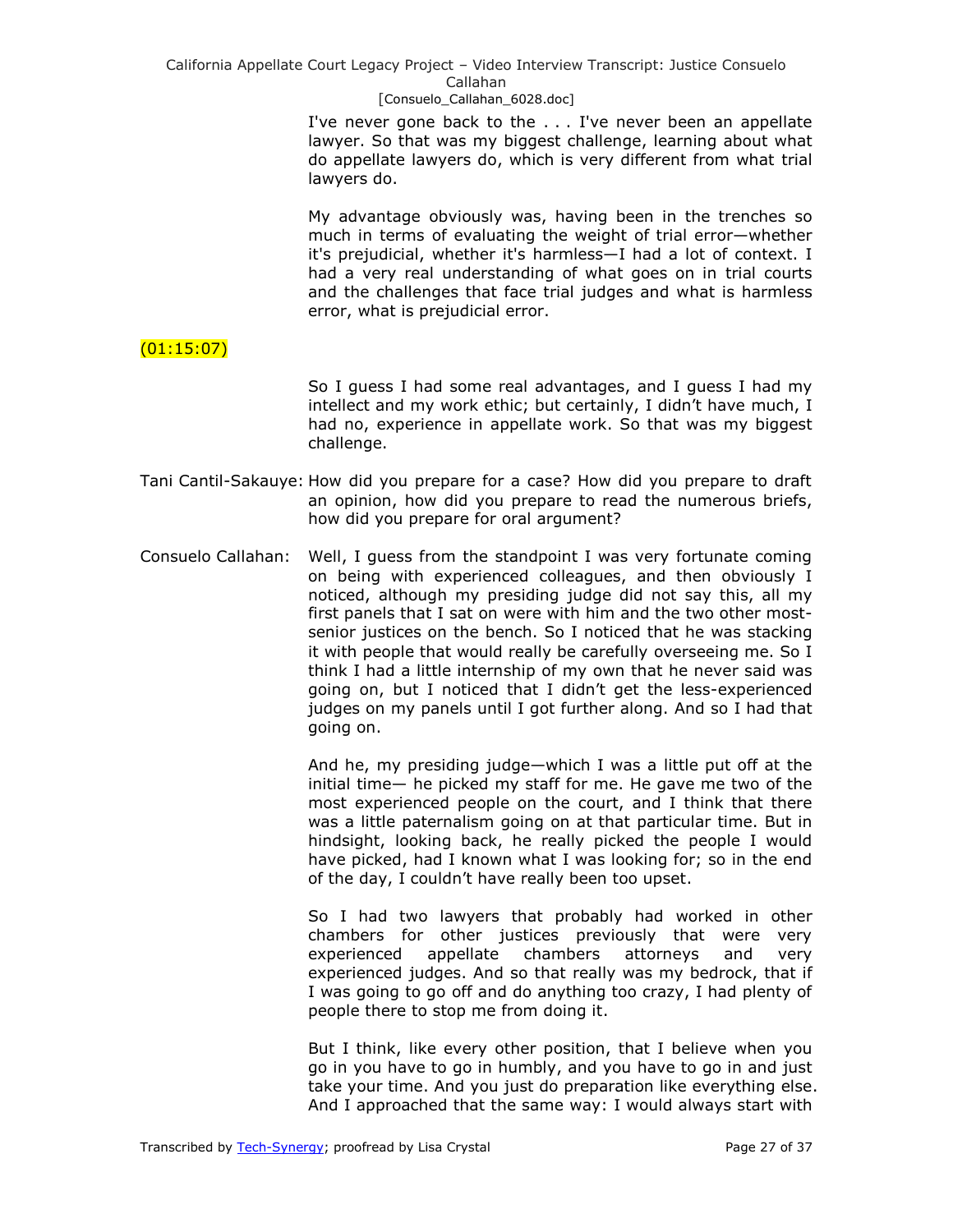I've never gone back to the . . . I've never been an appellate lawyer. So that was my biggest challenge, learning about what do appellate lawyers do, which is very different from what trial lawyers do.

My advantage obviously was, having been in the trenches so much in terms of evaluating the weight of trial error—whether it's prejudicial, whether it's harmless—I had a lot of context. I had a very real understanding of what goes on in trial courts and the challenges that face trial judges and what is harmless error, what is prejudicial error.

(01:15:07)

So I guess I had some real advantages, and I guess I had my intellect and my work ethic; but certainly, I didn't have much, I had no, experience in appellate work. So that was my biggest challenge.

Tani Cantil-Sakauye: How did you prepare for a case? How did you prepare to draft an opinion, how did you prepare to read the numerous briefs, how did you prepare for oral argument?

Consuelo Callahan: Well, I guess from the standpoint I was very fortunate coming on being with experienced colleagues, and then obviously I noticed, although my presiding judge did not say this, all my first panels that I sat on were with him and the two other most-senior justices on the bench. So I noticed that he was stacking it with people that would really be carefully overseeing me. So I think I had a little internship of my own that he never said was going on, but I noticed that I didn't get the less-experienced judges on my panels until I got further along. And so I had that going on.

And he, my presiding judge—which I was a little put off at the initial time— he picked my staff for me. He gave me two of the most experienced people on the court, and I think that there was a little paternalism going on at that particular time. But in hindsight, looking back, he really picked the people I would have picked, had I known what I was looking for; so in the end of the day, I couldn't have really been too upset.

So I had two lawyers that probably had worked in other chambers for other justices previously that were very experienced appellate chambers attorneys and very experienced judges. And so that really was my bedrock, that if I was going to go off and do anything too crazy, I had plenty of people there to stop me from doing it.

But I think, like every other position, that I believe when you go in you have to go in humbly, and you have to go in and just take your time. And you just do preparation like everything else. And I approached that the same way: I would always start with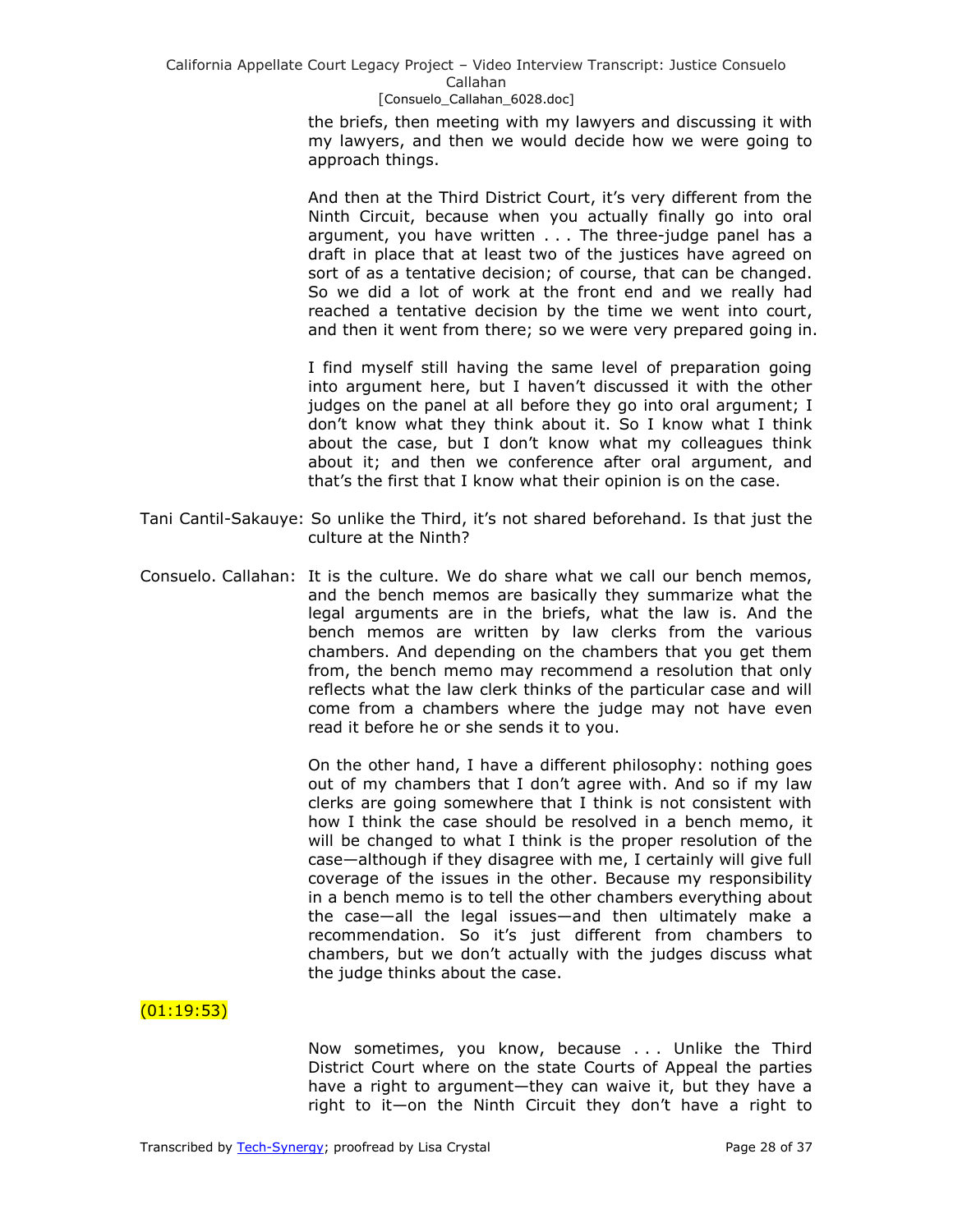the briefs, then meeting with my lawyers and discussing it with my lawyers, and then we would decide how we were going to approach things.

And then at the Third District Court, it's very different from the Ninth Circuit, because when you actually finally go into oral argument, you have written . . . The three-judge panel has a draft in place that at least two of the justices have agreed on sort of as a tentative decision; of course, that can be changed. So we did a lot of work at the front end and we really had reached a tentative decision by the time we went into court, and then it went from there; so we were very prepared going in.

I find myself still having the same level of preparation going into argument here, but I haven't discussed it with the other judges on the panel at all before they go into oral argument; I don't know what they think about it. So I know what I think about the case, but I don't know what my colleagues think about it; and then we conference after oral argument, and that's the first that I know what their opinion is on the case.

Tani Cantil-Sakauye: So unlike the Third, it's not shared beforehand. Is that just the culture at the Ninth?

Consuelo. Callahan: It is the culture. We do share what we call our bench memos, and the bench memos are basically they summarize what the legal arguments are in the briefs, what the law is. And the bench memos are written by law clerks from the various chambers. And depending on the chambers that you get them from, the bench memo may recommend a resolution that only reflects what the law clerk thinks of the particular case and will come from a chambers where the judge may not have even read it before he or she sends it to you.

On the other hand, I have a different philosophy: nothing goes out of my chambers that I don't agree with. And so if my law clerks are going somewhere that I think is not consistent with how I think the case should be resolved in a bench memo, it will be changed to what I think is the proper resolution of the case—although if they disagree with me, I certainly will give full coverage of the issues in the other. Because my responsibility in a bench memo is to tell the other chambers everything about the case—all the legal issues—and then ultimately make a recommendation. So it's just different from chambers to chambers, but we don't actually with the judges discuss what the judge thinks about the case.

(01:19:53)

Now sometimes, you know, because . . . Unlike the Third District Court where on the state Courts of Appeal the parties have a right to argument—they can waive it, but they have a right to it—on the Ninth Circuit they don't have a right to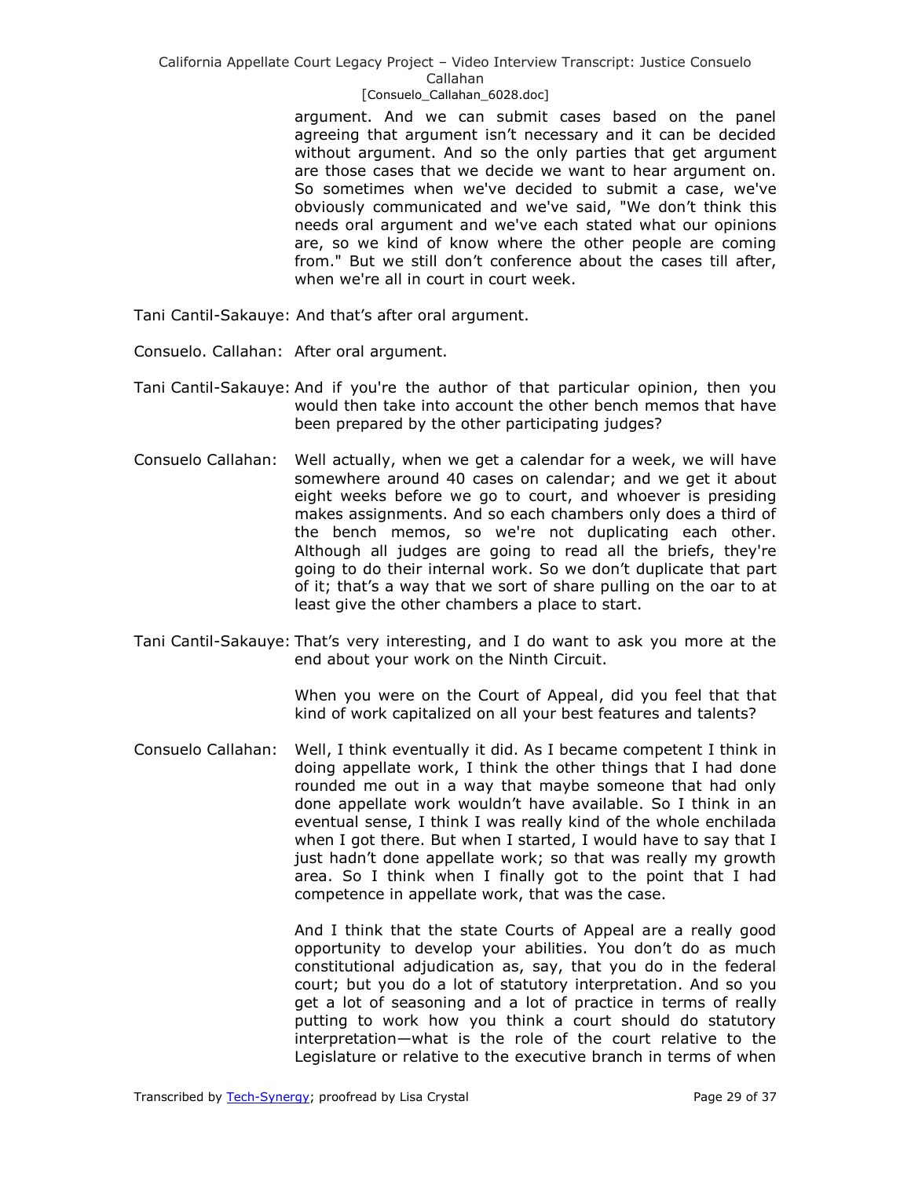argument. And we can submit cases based on the panel agreeing that argument isn't necessary and it can be decided without argument. And so the only parties that get argument are those cases that we decide we want to hear argument on. So sometimes when we've decided to submit a case, we've obviously communicated and we've said, "We don't think this needs oral argument and we've each stated what our opinions are, so we kind of know where the other people are coming from." But we still don't conference about the cases till after, when we're all in court in court week.

Tani Cantil-Sakauye: And that's after oral argument.

Consuelo. Callahan: After oral argument.

Tani Cantil-Sakauye: And if you're the author of that particular opinion, then you would then take into account the other bench memos that have been prepared by the other participating judges?

Consuelo Callahan: Well actually, when we get a calendar for a week, we will have somewhere around 40 cases on calendar; and we get it about eight weeks before we go to court, and whoever is presiding makes assignments. And so each chambers only does a third of the bench memos, so we're not duplicating each other. Although all judges are going to read all the briefs, they're going to do their internal work. So we don't duplicate that part of it; that's a way that we sort of share pulling on the oar to at least give the other chambers a place to start.

Tani Cantil-Sakauye: That's very interesting, and I do want to ask you more at the end about your work on the Ninth Circuit.

When you were on the Court of Appeal, did you feel that that kind of work capitalized on all your best features and talents?

Consuelo Callahan: Well, I think eventually it did. As I became competent I think in doing appellate work, I think the other things that I had done rounded me out in a way that maybe someone that had only done appellate work wouldn't have available. So I think in an eventual sense, I think I was really kind of the whole enchilada when I got there. But when I started, I would have to say that I just hadn't done appellate work; so that was really my growth area. So I think when I finally got to the point that I had competence in appellate work, that was the case.

And I think that the state Courts of Appeal are a really good opportunity to develop your abilities. You don't do as much constitutional adjudication as, say, that you do in the federal court; but you do a lot of statutory interpretation. And so you get a lot of seasoning and a lot of practice in terms of really putting to work how you think a court should do statutory interpretation—what is the role of the court relative to the Legislature or relative to the executive branch in terms of when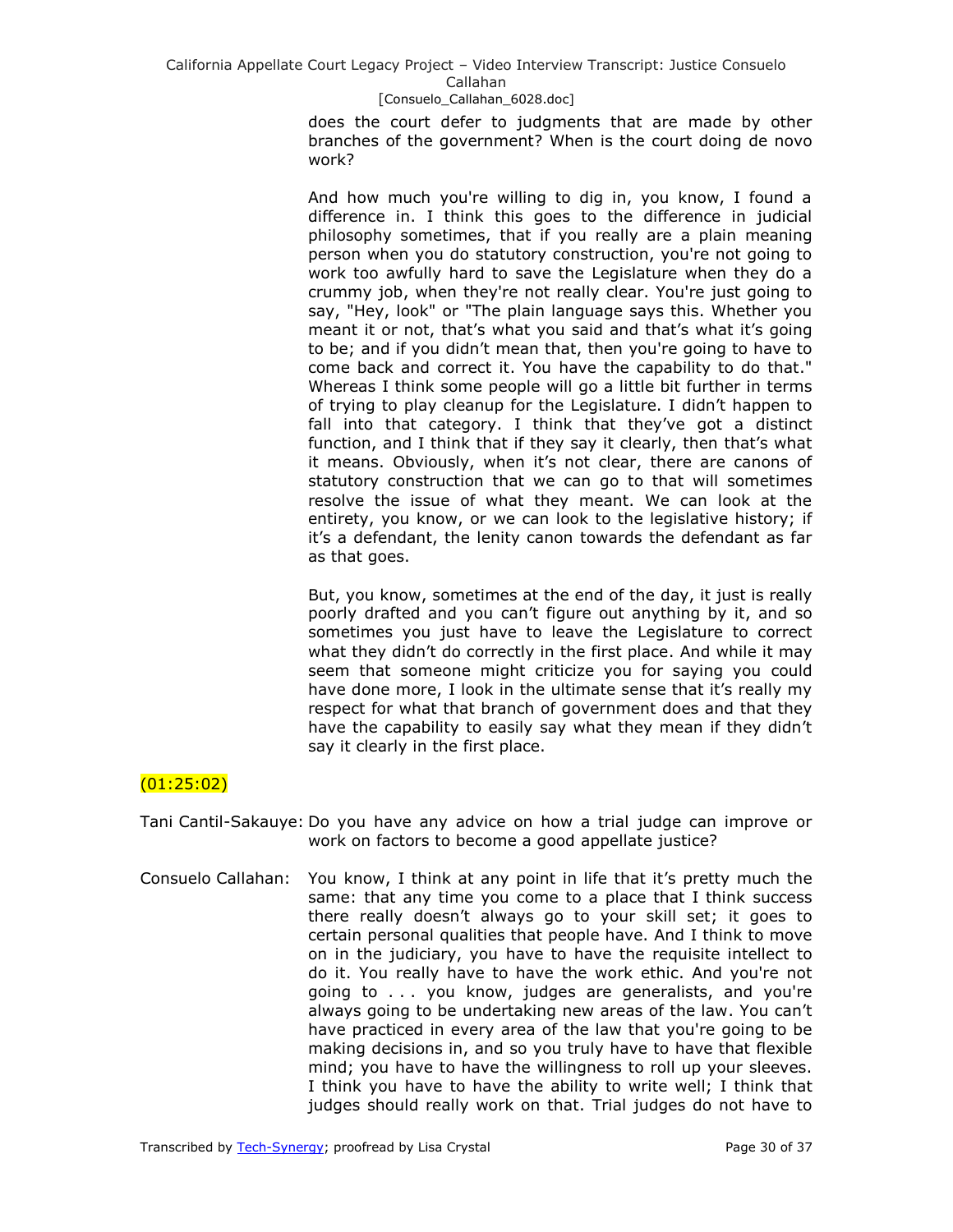does the court defer to judgments that are made by other branches of the government? When is the court doing de novo work?

And how much you're willing to dig in, you know, I found a difference in. I think this goes to the difference in judicial philosophy sometimes, that if you really are a plain meaning person when you do statutory construction, you're not going to work too awfully hard to save the Legislature when they do a crummy job, when they're not really clear. You're just going to say, "Hey, look" or "The plain language says this. Whether you meant it or not, that's what you said and that's what it's going to be; and if you didn't mean that, then you're going to have to come back and correct it. You have the capability to do that." Whereas I think some people will go a little bit further in terms of trying to play cleanup for the Legislature. I didn't happen to fall into that category. I think that they've got a distinct function, and I think that if they say it clearly, then that's what it means. Obviously, when it's not clear, there are canons of statutory construction that we can go to that will sometimes resolve the issue of what they meant. We can look at the entirety, you know, or we can look to the legislative history; if it's a defendant, the lenity canon towards the defendant as far as that goes.

But, you know, sometimes at the end of the day, it just is really poorly drafted and you can't figure out anything by it, and so sometimes you just have to leave the Legislature to correct what they didn't do correctly in the first place. And while it may seem that someone might criticize you for saying you could have done more, I look in the ultimate sense that it's really my respect for what that branch of government does and that they have the capability to easily say what they mean if they didn't say it clearly in the first place.

(01:25:02)

Tani Cantil-Sakauye: Do you have any advice on how a trial judge can improve or work on factors to become a good appellate justice?

Consuelo Callahan: You know, I think at any point in life that it's pretty much the same: that any time you come to a place that I think success there really doesn't always go to your skill set; it goes to certain personal qualities that people have. And I think to move on in the judiciary, you have to have the requisite intellect to do it. You really have to have the work ethic. And you're not going to . . . you know, judges are generalists, and you're always going to be undertaking new areas of the law. You can't have practiced in every area of the law that you're going to be making decisions in, and so you truly have to have that flexible mind; you have to have the willingness to roll up your sleeves. I think you have to have the ability to write well; I think that judges should really work on that. Trial judges do not have to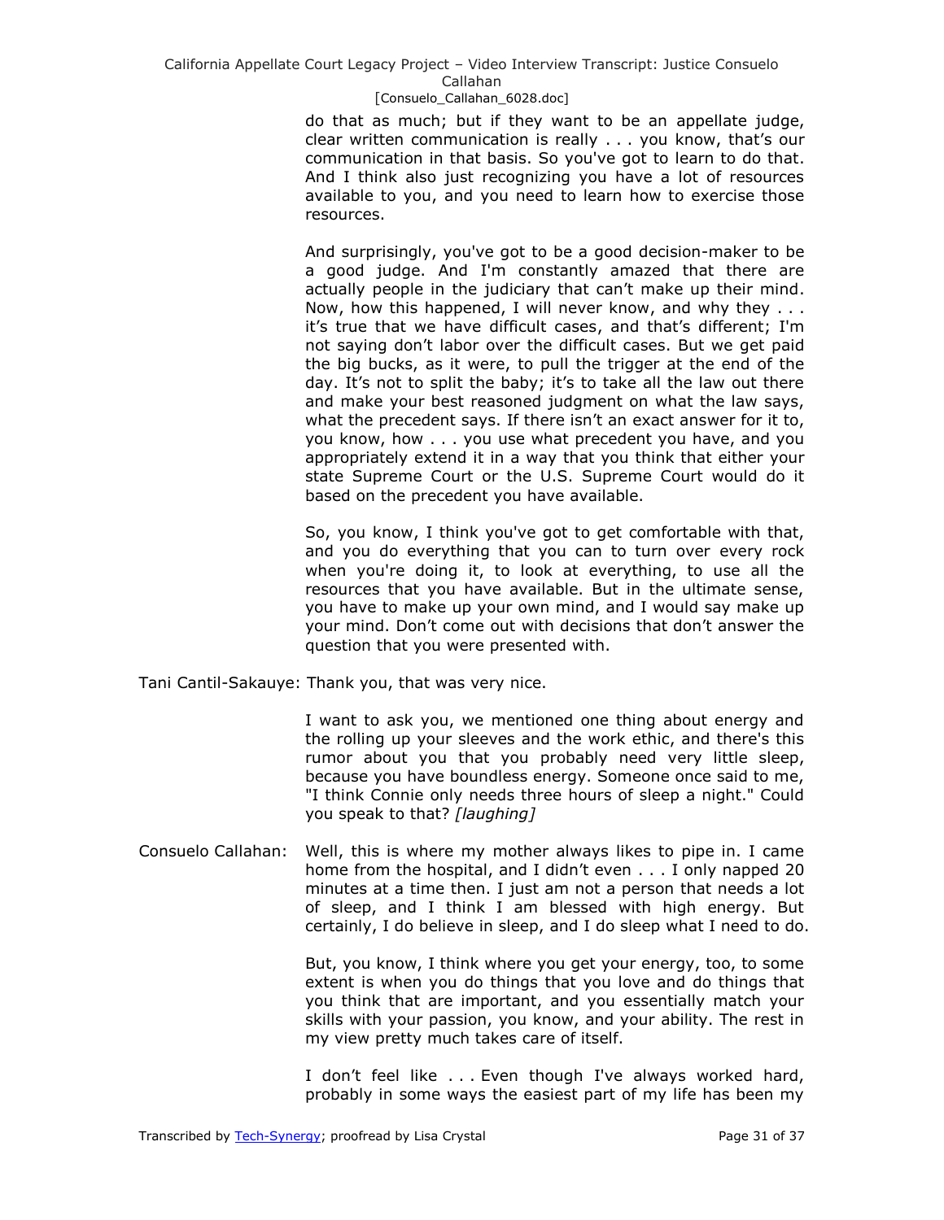do that as much; but if they want to be an appellate judge, clear written communication is really . . . you know, that's our communication in that basis. So you've got to learn to do that. And I think also just recognizing you have a lot of resources available to you, and you need to learn how to exercise those resources.

And surprisingly, you've got to be a good decision-maker to be a good judge. And I'm constantly amazed that there are actually people in the judiciary that can't make up their mind. Now, how this happened, I will never know, and why they . . . it's true that we have difficult cases, and that's different; I'm not saying don't labor over the difficult cases. But we get paid the big bucks, as it were, to pull the trigger at the end of the day. It's not to split the baby; it's to take all the law out there and make your best reasoned judgment on what the law says, what the precedent says. If there isn't an exact answer for it to, you know, how . . . you use what precedent you have, and you appropriately extend it in a way that you think that either your state Supreme Court or the U.S. Supreme Court would do it based on the precedent you have available.

So, you know, I think you've got to get comfortable with that, and you do everything that you can to turn over every rock when you're doing it, to look at everything, to use all the resources that you have available. But in the ultimate sense, you have to make up your own mind, and I would say make up your mind. Don't come out with decisions that don't answer the question that you were presented with.

Tani Cantil-Sakauye: Thank you, that was very nice.

I want to ask you, we mentioned one thing about energy and the rolling up your sleeves and the work ethic, and there's this rumor about you that you probably need very little sleep, because you have boundless energy. Someone once said to me, "I think Connie only needs three hours of sleep a night." Could you speak to that? *[laughing]*

Consuelo Callahan: Well, this is where my mother always likes to pipe in. I came home from the hospital, and I didn't even . . . I only napped 20 minutes at a time then. I just am not a person that needs a lot of sleep, and I think I am blessed with high energy. But certainly, I do believe in sleep, and I do sleep what I need to do.

But, you know, I think where you get your energy, too, to some extent is when you do things that you love and do things that you think that are important, and you essentially match your skills with your passion, you know, and your ability. The rest in my view pretty much takes care of itself.

I don't feel like . . . Even though I've always worked hard, probably in some ways the easiest part of my life has been my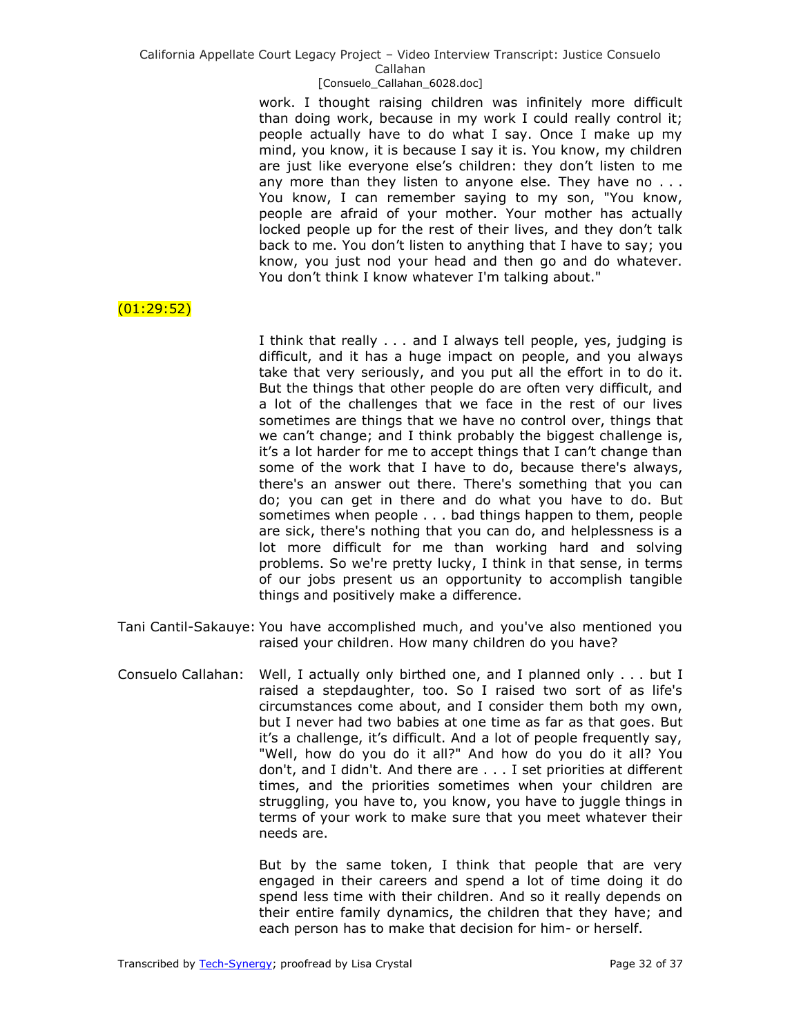work. I thought raising children was infinitely more difficult than doing work, because in my work I could really control it; people actually have to do what I say. Once I make up my mind, you know, it is because I say it is. You know, my children are just like everyone else's children: they don't listen to me any more than they listen to anyone else. They have no . . . You know, I can remember saying to my son, "You know, people are afraid of your mother. Your mother has actually locked people up for the rest of their lives, and they don't talk back to me. You don't listen to anything that I have to say; you know, you just nod your head and then go and do whatever. You don't think I know whatever I'm talking about."

(01:29:52)

I think that really . . . and I always tell people, yes, judging is difficult, and it has a huge impact on people, and you always take that very seriously, and you put all the effort in to do it. But the things that other people do are often very difficult, and a lot of the challenges that we face in the rest of our lives sometimes are things that we have no control over, things that we can't change; and I think probably the biggest challenge is, it's a lot harder for me to accept things that I can't change than some of the work that I have to do, because there's always, there's an answer out there. There's something that you can do; you can get in there and do what you have to do. But sometimes when people . . . bad things happen to them, people are sick, there's nothing that you can do, and helplessness is a lot more difficult for me than working hard and solving problems. So we're pretty lucky, I think in that sense, in terms of our jobs present us an opportunity to accomplish tangible things and positively make a difference.

**Tani Cantil-Sakauye:** You have accomplished much, and you've also mentioned you raised your children. How many children do you have?

**Consuelo Callahan:** Well, I actually only birthed one, and I planned only . . . but I raised a stepdaughter, too. So I raised two sort of as life's circumstances come about, and I consider them both my own, but I never had two babies at one time as far as that goes. But it's a challenge, it's difficult. And a lot of people frequently say, "Well, how do you do it all?" And how do you do it all? You don't, and I didn't. And there are . . . I set priorities at different times, and the priorities sometimes when your children are struggling, you have to, you know, you have to juggle things in terms of your work to make sure that you meet whatever their needs are.

But by the same token, I think that people that are very engaged in their careers and spend a lot of time doing it do spend less time with their children. And so it really depends on their entire family dynamics, the children that they have; and each person has to make that decision for him- or herself.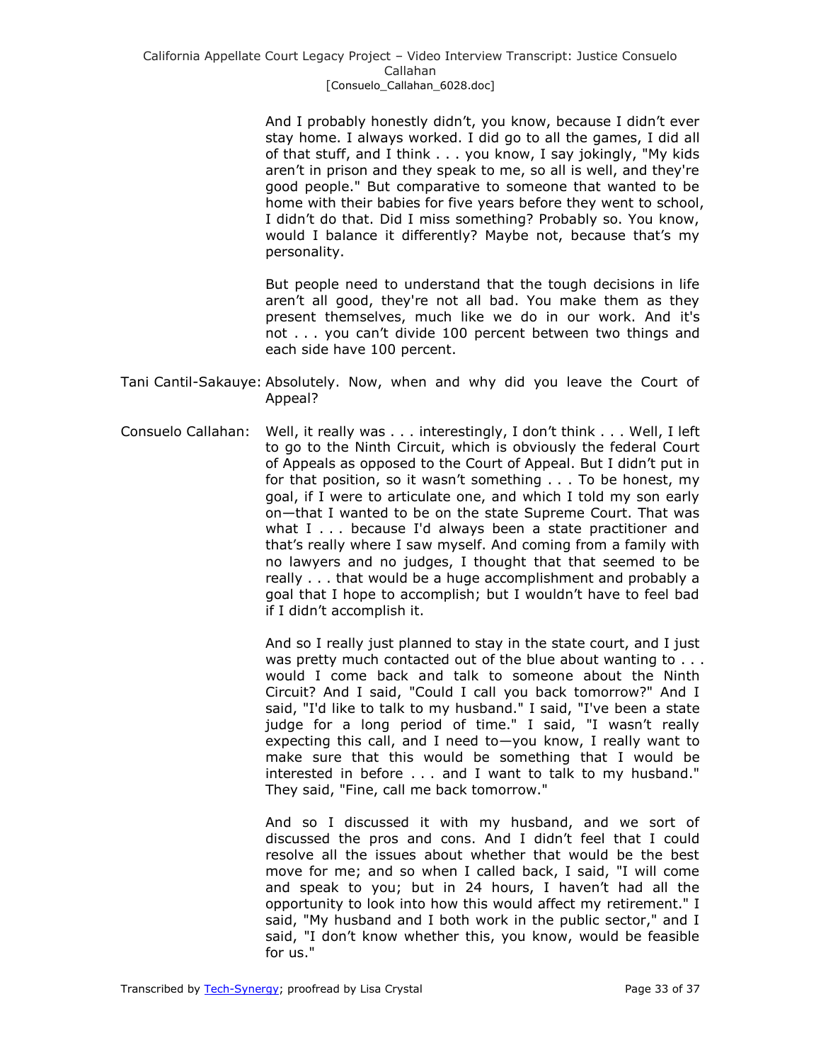And I probably honestly didn't, you know, because I didn't ever stay home. I always worked. I did go to all the games, I did all of that stuff, and I think . . . you know, I say jokingly, "My kids aren't in prison and they speak to me, so all is well, and they're good people." But comparative to someone that wanted to be home with their babies for five years before they went to school, I didn't do that. Did I miss something? Probably so. You know, would I balance it differently? Maybe not, because that's my personality.

But people need to understand that the tough decisions in life aren't all good, they're not all bad. You make them as they present themselves, much like we do in our work. And it's not . . . you can't divide 100 percent between two things and each side have 100 percent.

Tani Cantil-Sakauye: Absolutely. Now, when and why did you leave the Court of Appeal?

Consuelo Callahan: Well, it really was . . . interestingly, I don't think . . . Well, I left to go to the Ninth Circuit, which is obviously the federal Court of Appeals as opposed to the Court of Appeal. But I didn't put in for that position, so it wasn't something . . . To be honest, my goal, if I were to articulate one, and which I told my son early on—that I wanted to be on the state Supreme Court. That was what I . . . because I'd always been a state practitioner and that's really where I saw myself. And coming from a family with no lawyers and no judges, I thought that that seemed to be really . . . that would be a huge accomplishment and probably a goal that I hope to accomplish; but I wouldn't have to feel bad if I didn't accomplish it.

And so I really just planned to stay in the state court, and I just was pretty much contacted out of the blue about wanting to . . . would I come back and talk to someone about the Ninth Circuit? And I said, "Could I call you back tomorrow?" And I said, "I'd like to talk to my husband." I said, "I've been a state judge for a long period of time." I said, "I wasn't really expecting this call, and I need to—you know, I really want to make sure that this would be something that I would be interested in before . . . and I want to talk to my husband." They said, "Fine, call me back tomorrow."

And so I discussed it with my husband, and we sort of discussed the pros and cons. And I didn't feel that I could resolve all the issues about whether that would be the best move for me; and so when I called back, I said, "I will come and speak to you; but in 24 hours, I haven't had all the opportunity to look into how this would affect my retirement." I said, "My husband and I both work in the public sector," and I said, "I don't know whether this, you know, would be feasible for us."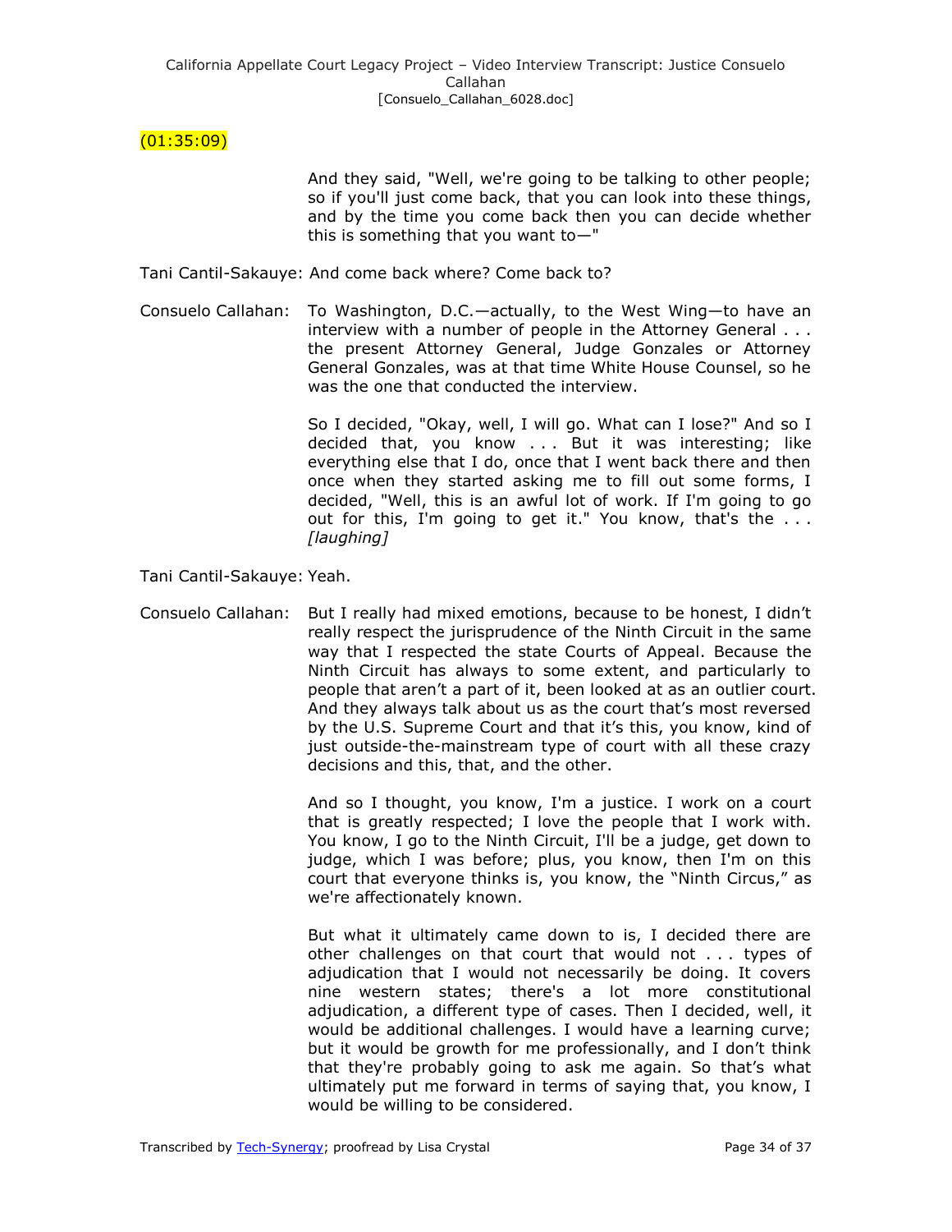(01:35:09)

And they said, "Well, we're going to be talking to other people; so if you'll just come back, that you can look into these things, and by the time you come back then you can decide whether this is something that you want to—"

Tani Cantil-Sakauye: And come back where? Come back to?

Consuelo Callahan: To Washington, D.C.—actually, to the West Wing—to have an interview with a number of people in the Attorney General . . . the present Attorney General, Judge Gonzales or Attorney General Gonzales, was at that time White House Counsel, so he was the one that conducted the interview.

So I decided, "Okay, well, I will go. What can I lose?" And so I decided that, you know . . . But it was interesting; like everything else that I do, once that I went back there and then once when they started asking me to fill out some forms, I decided, "Well, this is an awful lot of work. If I'm going to go out for this, I'm going to get it." You know, that's the . . . *[laughing]*

Tani Cantil-Sakauye: Yeah.

Consuelo Callahan: But I really had mixed emotions, because to be honest, I didn't really respect the jurisprudence of the Ninth Circuit in the same way that I respected the state Courts of Appeal. Because the Ninth Circuit has always to some extent, and particularly to people that aren't a part of it, been looked at as an outlier court. And they always talk about us as the court that's most reversed by the U.S. Supreme Court and that it's this, you know, kind of just outside-the-mainstream type of court with all these crazy decisions and this, that, and the other.

And so I thought, you know, I'm a justice. I work on a court that is greatly respected; I love the people that I work with. You know, I go to the Ninth Circuit, I'll be a judge, get down to judge, which I was before; plus, you know, then I'm on this court that everyone thinks is, you know, the "Ninth Circus," as we're affectionately known.

But what it ultimately came down to is, I decided there are other challenges on that court that would not . . . types of adjudication that I would not necessarily be doing. It covers nine western states; there's a lot more constitutional adjudication, a different type of cases. Then I decided, well, it would be additional challenges. I would have a learning curve; but it would be growth for me professionally, and I don't think that they're probably going to ask me again. So that's what ultimately put me forward in terms of saying that, you know, I would be willing to be considered.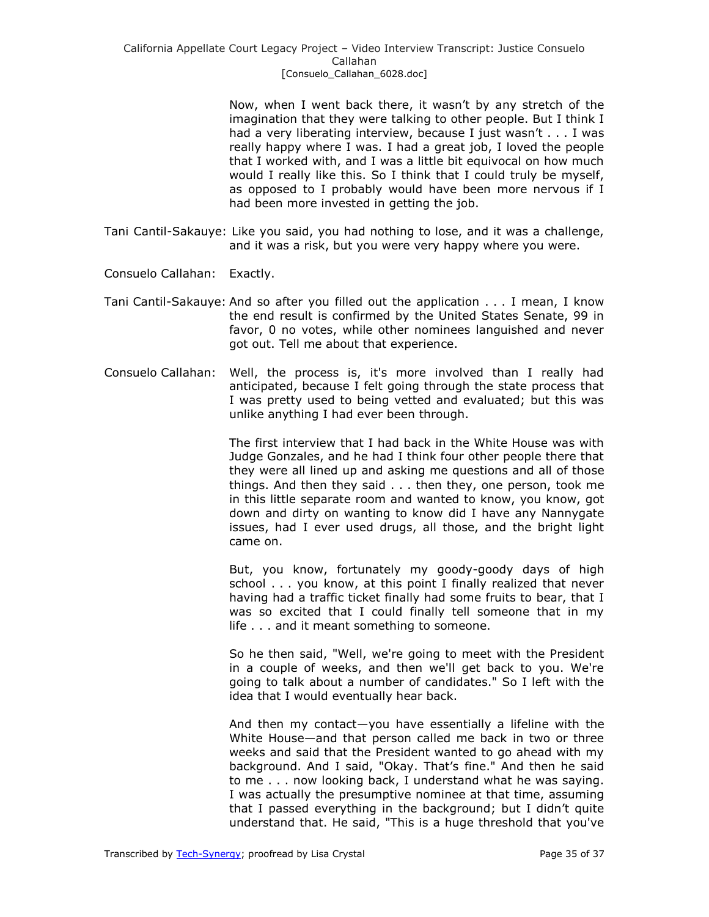Now, when I went back there, it wasn't by any stretch of the imagination that they were talking to other people. But I think I had a very liberating interview, because I just wasn't . . . I was really happy where I was. I had a great job, I loved the people that I worked with, and I was a little bit equivocal on how much would I really like this. So I think that I could truly be myself, as opposed to I probably would have been more nervous if I had been more invested in getting the job.

Tani Cantil-Sakauye: Like you said, you had nothing to lose, and it was a challenge, and it was a risk, but you were very happy where you were.

Consuelo Callahan: Exactly.

Tani Cantil-Sakauye: And so after you filled out the application . . . I mean, I know the end result is confirmed by the United States Senate, 99 in favor, 0 no votes, while other nominees languished and never got out. Tell me about that experience.

Consuelo Callahan: Well, the process is, it's more involved than I really had anticipated, because I felt going through the state process that I was pretty used to being vetted and evaluated; but this was unlike anything I had ever been through.

The first interview that I had back in the White House was with Judge Gonzales, and he had I think four other people there that they were all lined up and asking me questions and all of those things. And then they said . . . then they, one person, took me in this little separate room and wanted to know, you know, got down and dirty on wanting to know did I have any Nannygate issues, had I ever used drugs, all those, and the bright light came on.

But, you know, fortunately my goody-goody days of high school . . . you know, at this point I finally realized that never having had a traffic ticket finally had some fruits to bear, that I was so excited that I could finally tell someone that in my life . . . and it meant something to someone.

So he then said, "Well, we're going to meet with the President in a couple of weeks, and then we'll get back to you. We're going to talk about a number of candidates." So I left with the idea that I would eventually hear back.

And then my contact—you have essentially a lifeline with the White House—and that person called me back in two or three weeks and said that the President wanted to go ahead with my background. And I said, "Okay. That's fine." And then he said to me . . . now looking back, I understand what he was saying. I was actually the presumptive nominee at that time, assuming that I passed everything in the background; but I didn't quite understand that. He said, "This is a huge threshold that you've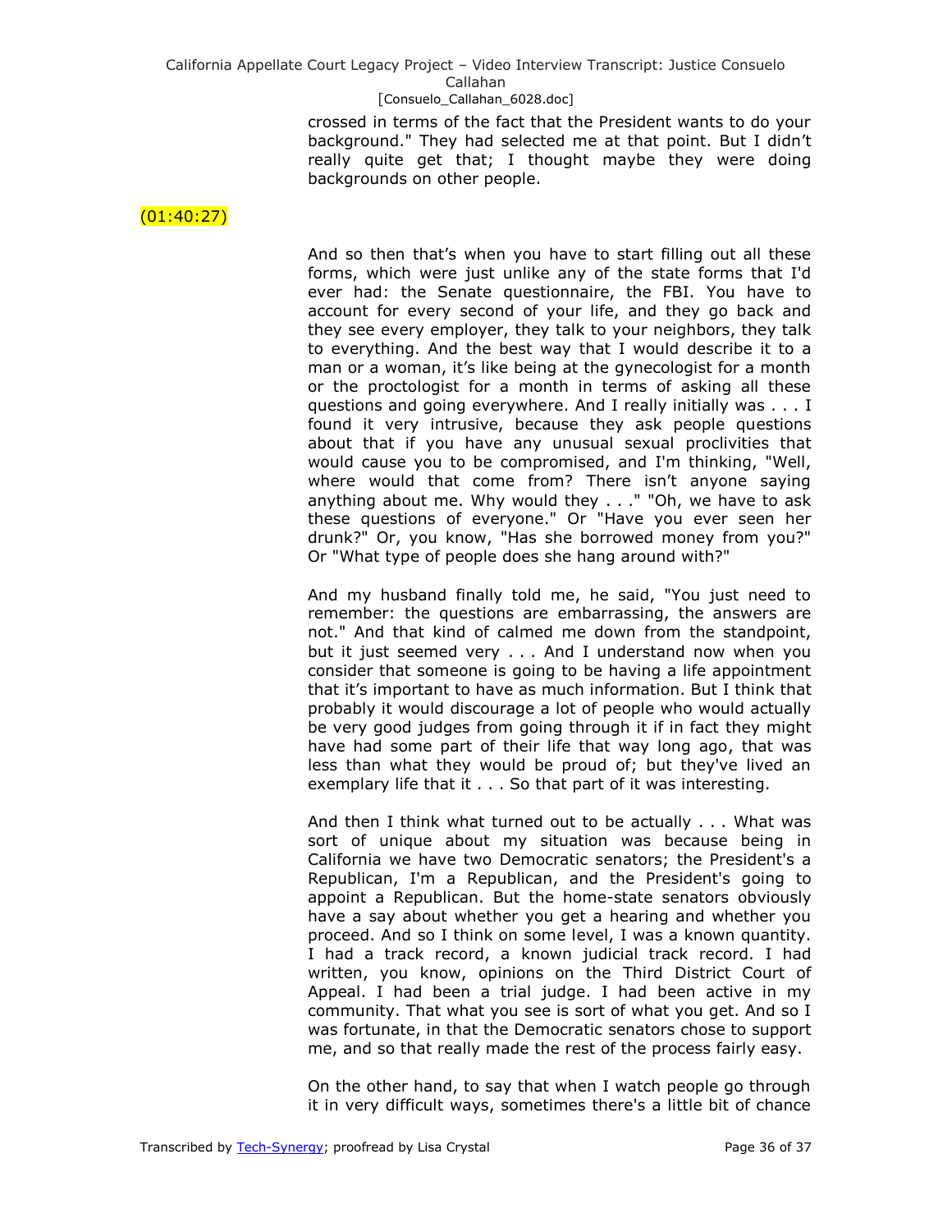crossed in terms of the fact that the President wants to do your background." They had selected me at that point. But I didn't really quite get that; I thought maybe they were doing backgrounds on other people.

(01:40:27)

And so then that's when you have to start filling out all these forms, which were just unlike any of the state forms that I'd ever had: the Senate questionnaire, the FBI. You have to account for every second of your life, and they go back and they see every employer, they talk to your neighbors, they talk to everything. And the best way that I would describe it to a man or a woman, it's like being at the gynecologist for a month or the proctologist for a month in terms of asking all these questions and going everywhere. And I really initially was . . . I found it very intrusive, because they ask people questions about that if you have any unusual sexual proclivities that would cause you to be compromised, and I'm thinking, "Well, where would that come from? There isn't anyone saying anything about me. Why would they . . ." "Oh, we have to ask these questions of everyone." Or "Have you ever seen her drunk?" Or, you know, "Has she borrowed money from you?" Or "What type of people does she hang around with?"

And my husband finally told me, he said, "You just need to remember: the questions are embarrassing, the answers are not." And that kind of calmed me down from the standpoint, but it just seemed very . . . And I understand now when you consider that someone is going to be having a life appointment that it's important to have as much information. But I think that probably it would discourage a lot of people who would actually be very good judges from going through it if in fact they might have had some part of their life that way long ago, that was less than what they would be proud of; but they've lived an exemplary life that it . . . So that part of it was interesting.

And then I think what turned out to be actually . . . What was sort of unique about my situation was because being in California we have two Democratic senators; the President's a Republican, I'm a Republican, and the President's going to appoint a Republican. But the home-state senators obviously have a say about whether you get a hearing and whether you proceed. And so I think on some level, I was a known quantity. I had a track record, a known judicial track record. I had written, you know, opinions on the Third District Court of Appeal. I had been a trial judge. I had been active in my community. That what you see is sort of what you get. And so I was fortunate, in that the Democratic senators chose to support me, and so that really made the rest of the process fairly easy.

On the other hand, to say that when I watch people go through it in very difficult ways, sometimes there's a little bit of chance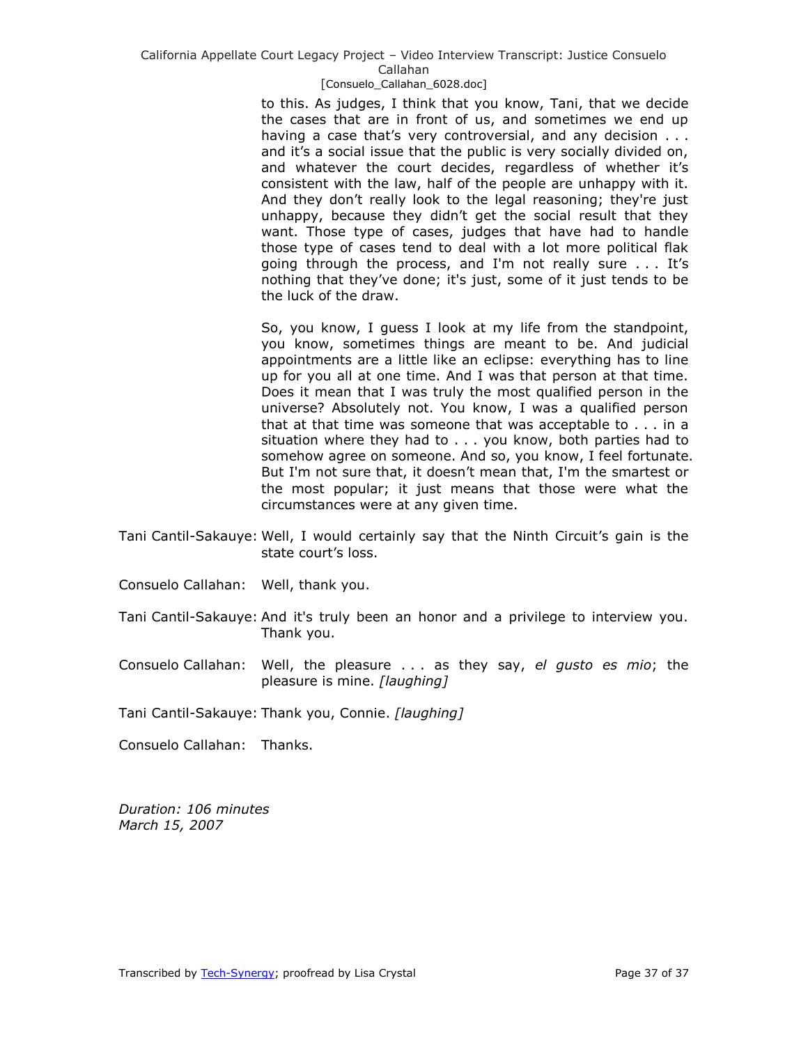to this. As judges, I think that you know, Tani, that we decide the cases that are in front of us, and sometimes we end up having a case that's very controversial, and any decision . . . and it's a social issue that the public is very socially divided on, and whatever the court decides, regardless of whether it's consistent with the law, half of the people are unhappy with it. And they don't really look to the legal reasoning; they're just unhappy, because they didn't get the social result that they want. Those type of cases, judges that have had to handle those type of cases tend to deal with a lot more political flak going through the process, and I'm not really sure . . . It's nothing that they've done; it's just, some of it just tends to be the luck of the draw.

So, you know, I guess I look at my life from the standpoint, you know, sometimes things are meant to be. And judicial appointments are a little like an eclipse: everything has to line up for you all at one time. And I was that person at that time. Does it mean that I was truly the most qualified person in the universe? Absolutely not. You know, I was a qualified person that at that time was someone that was acceptable to . . . in a situation where they had to . . . you know, both parties had to somehow agree on someone. And so, you know, I feel fortunate. But I'm not sure that, it doesn't mean that, I'm the smartest or the most popular; it just means that those were what the circumstances were at any given time.

Tani Cantil-Sakauye: Well, I would certainly say that the Ninth Circuit's gain is the state court's loss.

Consuelo Callahan: Well, thank you.

Tani Cantil-Sakauye: And it's truly been an honor and a privilege to interview you. Thank you.

Consuelo Callahan: Well, the pleasure . . . as they say, *el gusto es mio*; the pleasure is mine. *[laughing]*

Tani Cantil-Sakauye: Thank you, Connie. *[laughing]*

Consuelo Callahan: Thanks.

*Duration: 106 minutes*
*March 15, 2007*